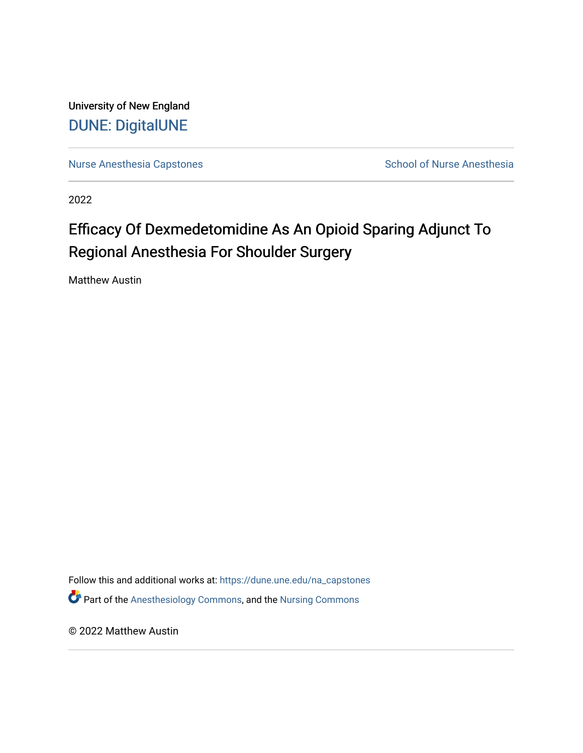University of New England

DUNE: DigitalUNE

Nurse Anesthesia Capstones

School of Nurse Anesthesia

2022

# Efficacy Of Dexmedetomidine As An Opioid Sparing Adjunct To Regional Anesthesia For Shoulder Surgery

Matthew Austin

Follow this and additional works at: https://dune.une.edu/na_capstones

Part of the Anesthesiology Commons, and the Nursing Commons

© 2022 Matthew Austin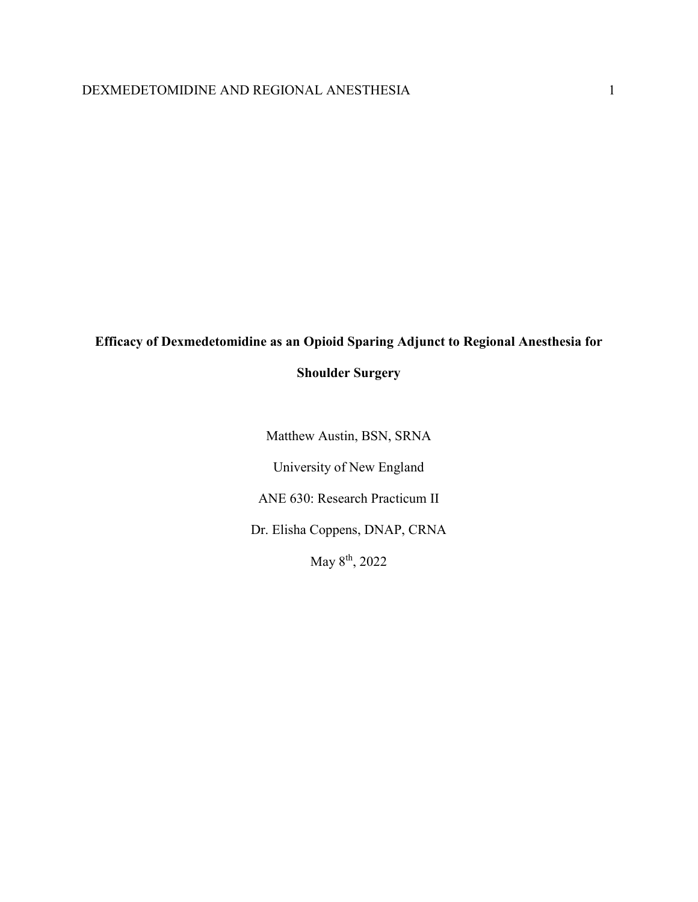**Efficacy of Dexmedetomidine as an Opioid Sparing Adjunct to Regional Anesthesia for Shoulder Surgery**

Matthew Austin, BSN, SRNA

University of New England

ANE 630: Research Practicum II

Dr. Elisha Coppens, DNAP, CRNA

May 8th, 2022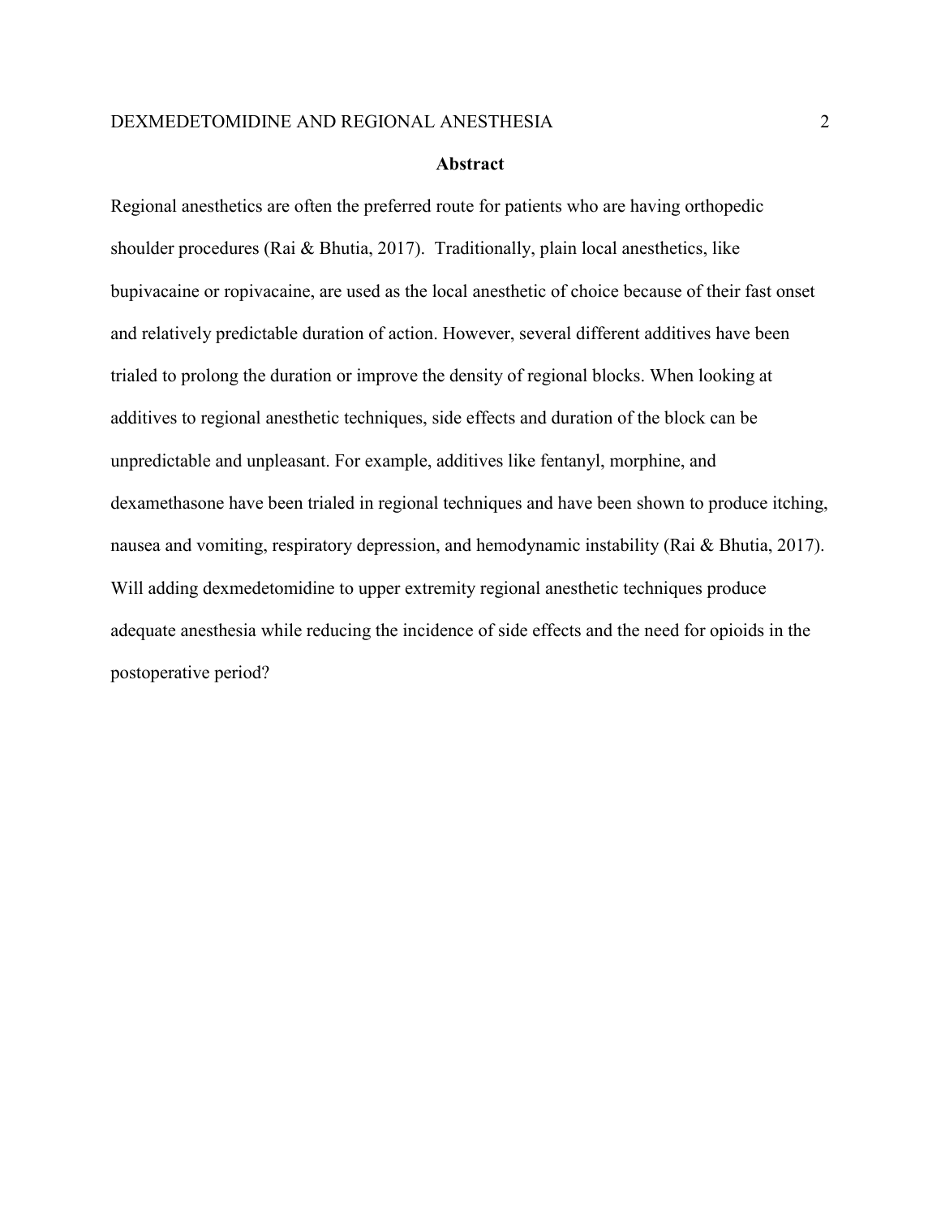## Abstract

Regional anesthetics are often the preferred route for patients who are having orthopedic shoulder procedures (Rai & Bhutia, 2017). Traditionally, plain local anesthetics, like bupivacaine or ropivacaine, are used as the local anesthetic of choice because of their fast onset and relatively predictable duration of action. However, several different additives have been trialed to prolong the duration or improve the density of regional blocks. When looking at additives to regional anesthetic techniques, side effects and duration of the block can be unpredictable and unpleasant. For example, additives like fentanyl, morphine, and dexamethasone have been trialed in regional techniques and have been shown to produce itching, nausea and vomiting, respiratory depression, and hemodynamic instability (Rai & Bhutia, 2017). Will adding dexmedetomidine to upper extremity regional anesthetic techniques produce adequate anesthesia while reducing the incidence of side effects and the need for opioids in the postoperative period?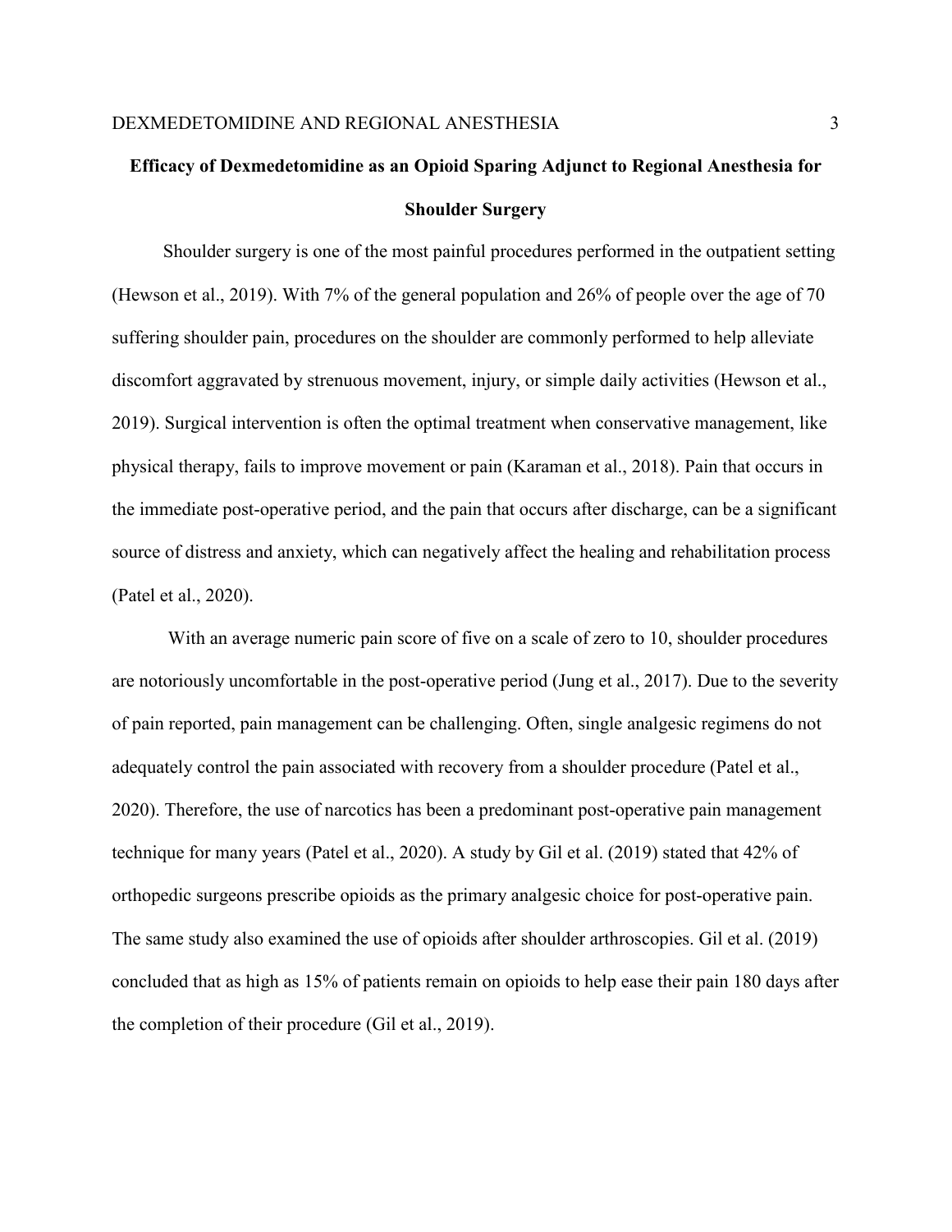## Efficacy of Dexmedetomidine as an Opioid Sparing Adjunct to Regional Anesthesia for Shoulder Surgery

Shoulder surgery is one of the most painful procedures performed in the outpatient setting (Hewson et al., 2019). With 7% of the general population and 26% of people over the age of 70 suffering shoulder pain, procedures on the shoulder are commonly performed to help alleviate discomfort aggravated by strenuous movement, injury, or simple daily activities (Hewson et al., 2019). Surgical intervention is often the optimal treatment when conservative management, like physical therapy, fails to improve movement or pain (Karaman et al., 2018). Pain that occurs in the immediate post-operative period, and the pain that occurs after discharge, can be a significant source of distress and anxiety, which can negatively affect the healing and rehabilitation process (Patel et al., 2020).

With an average numeric pain score of five on a scale of zero to 10, shoulder procedures are notoriously uncomfortable in the post-operative period (Jung et al., 2017). Due to the severity of pain reported, pain management can be challenging. Often, single analgesic regimens do not adequately control the pain associated with recovery from a shoulder procedure (Patel et al., 2020). Therefore, the use of narcotics has been a predominant post-operative pain management technique for many years (Patel et al., 2020). A study by Gil et al. (2019) stated that 42% of orthopedic surgeons prescribe opioids as the primary analgesic choice for post-operative pain. The same study also examined the use of opioids after shoulder arthroscopies. Gil et al. (2019) concluded that as high as 15% of patients remain on opioids to help ease their pain 180 days after the completion of their procedure (Gil et al., 2019).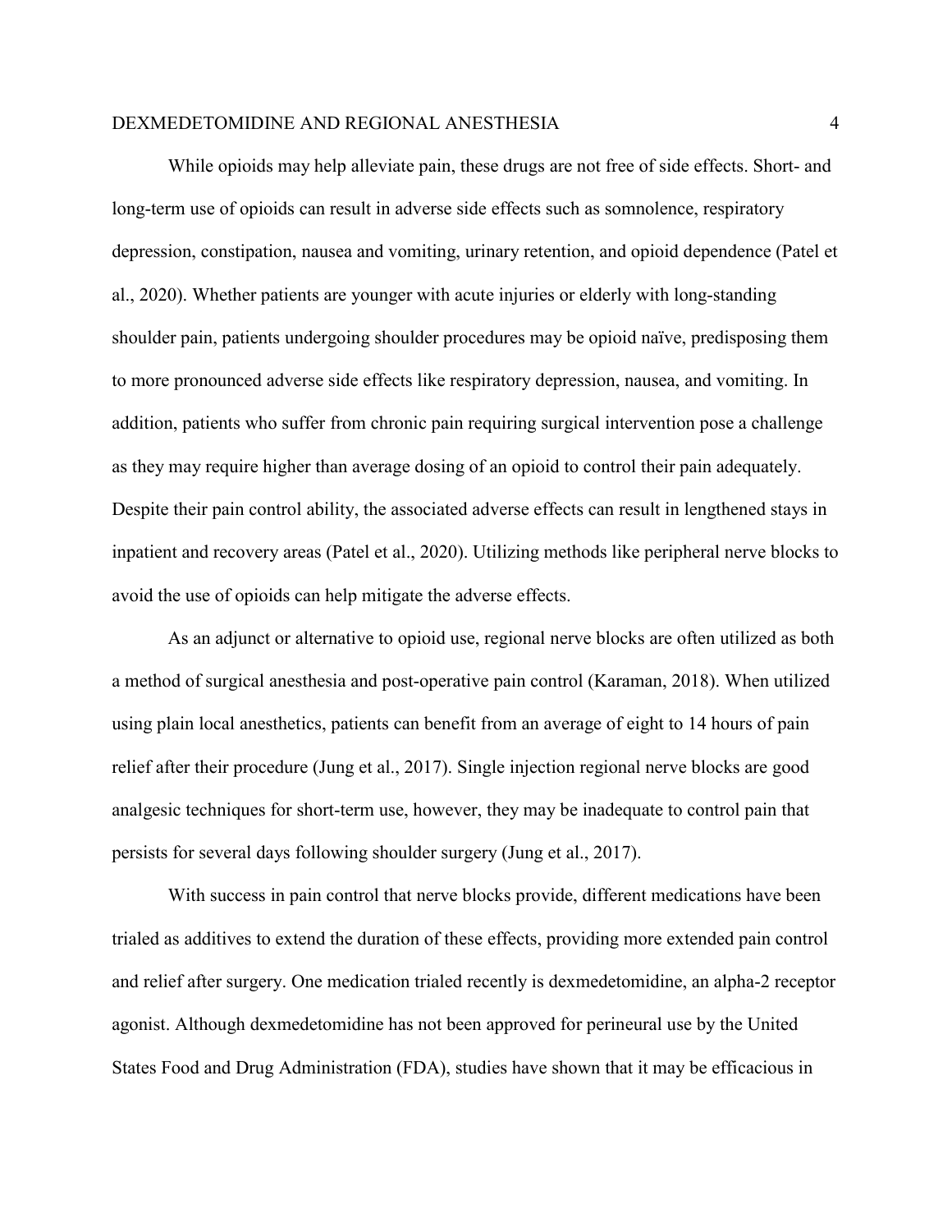While opioids may help alleviate pain, these drugs are not free of side effects. Short- and long-term use of opioids can result in adverse side effects such as somnolence, respiratory depression, constipation, nausea and vomiting, urinary retention, and opioid dependence (Patel et al., 2020). Whether patients are younger with acute injuries or elderly with long-standing shoulder pain, patients undergoing shoulder procedures may be opioid naïve, predisposing them to more pronounced adverse side effects like respiratory depression, nausea, and vomiting. In addition, patients who suffer from chronic pain requiring surgical intervention pose a challenge as they may require higher than average dosing of an opioid to control their pain adequately. Despite their pain control ability, the associated adverse effects can result in lengthened stays in inpatient and recovery areas (Patel et al., 2020). Utilizing methods like peripheral nerve blocks to avoid the use of opioids can help mitigate the adverse effects.

As an adjunct or alternative to opioid use, regional nerve blocks are often utilized as both a method of surgical anesthesia and post-operative pain control (Karaman, 2018). When utilized using plain local anesthetics, patients can benefit from an average of eight to 14 hours of pain relief after their procedure (Jung et al., 2017). Single injection regional nerve blocks are good analgesic techniques for short-term use, however, they may be inadequate to control pain that persists for several days following shoulder surgery (Jung et al., 2017).

With success in pain control that nerve blocks provide, different medications have been trialed as additives to extend the duration of these effects, providing more extended pain control and relief after surgery. One medication trialed recently is dexmedetomidine, an alpha-2 receptor agonist. Although dexmedetomidine has not been approved for perineural use by the United States Food and Drug Administration (FDA), studies have shown that it may be efficacious in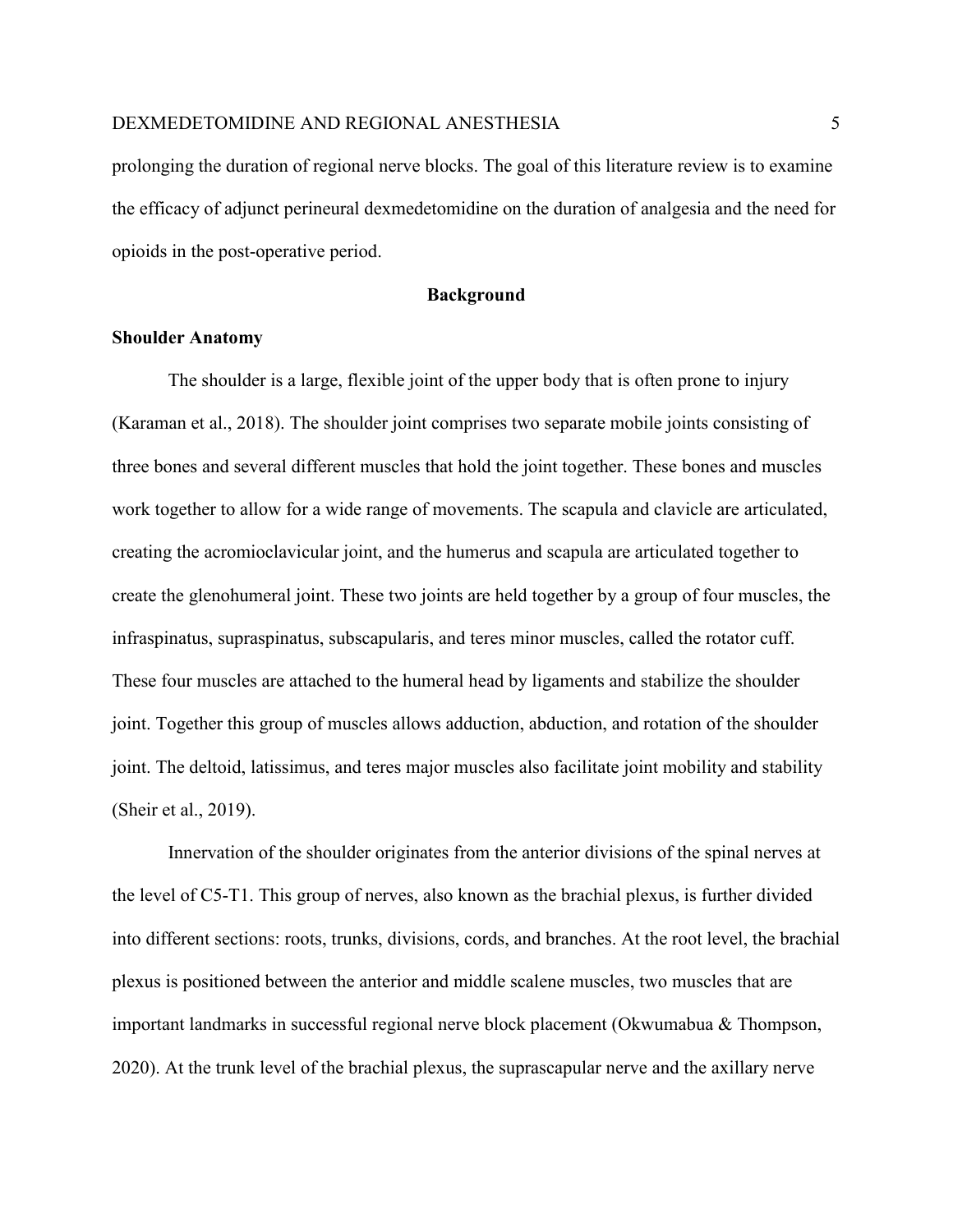prolonging the duration of regional nerve blocks. The goal of this literature review is to examine the efficacy of adjunct perineural dexmedetomidine on the duration of analgesia and the need for opioids in the post-operative period.

## Background

### Shoulder Anatomy

The shoulder is a large, flexible joint of the upper body that is often prone to injury (Karaman et al., 2018). The shoulder joint comprises two separate mobile joints consisting of three bones and several different muscles that hold the joint together. These bones and muscles work together to allow for a wide range of movements. The scapula and clavicle are articulated, creating the acromioclavicular joint, and the humerus and scapula are articulated together to create the glenohumeral joint. These two joints are held together by a group of four muscles, the infraspinatus, supraspinatus, subscapularis, and teres minor muscles, called the rotator cuff. These four muscles are attached to the humeral head by ligaments and stabilize the shoulder joint. Together this group of muscles allows adduction, abduction, and rotation of the shoulder joint. The deltoid, latissimus, and teres major muscles also facilitate joint mobility and stability (Sheir et al., 2019).

Innervation of the shoulder originates from the anterior divisions of the spinal nerves at the level of C5-T1. This group of nerves, also known as the brachial plexus, is further divided into different sections: roots, trunks, divisions, cords, and branches. At the root level, the brachial plexus is positioned between the anterior and middle scalene muscles, two muscles that are important landmarks in successful regional nerve block placement (Okwumabua & Thompson, 2020). At the trunk level of the brachial plexus, the suprascapular nerve and the axillary nerve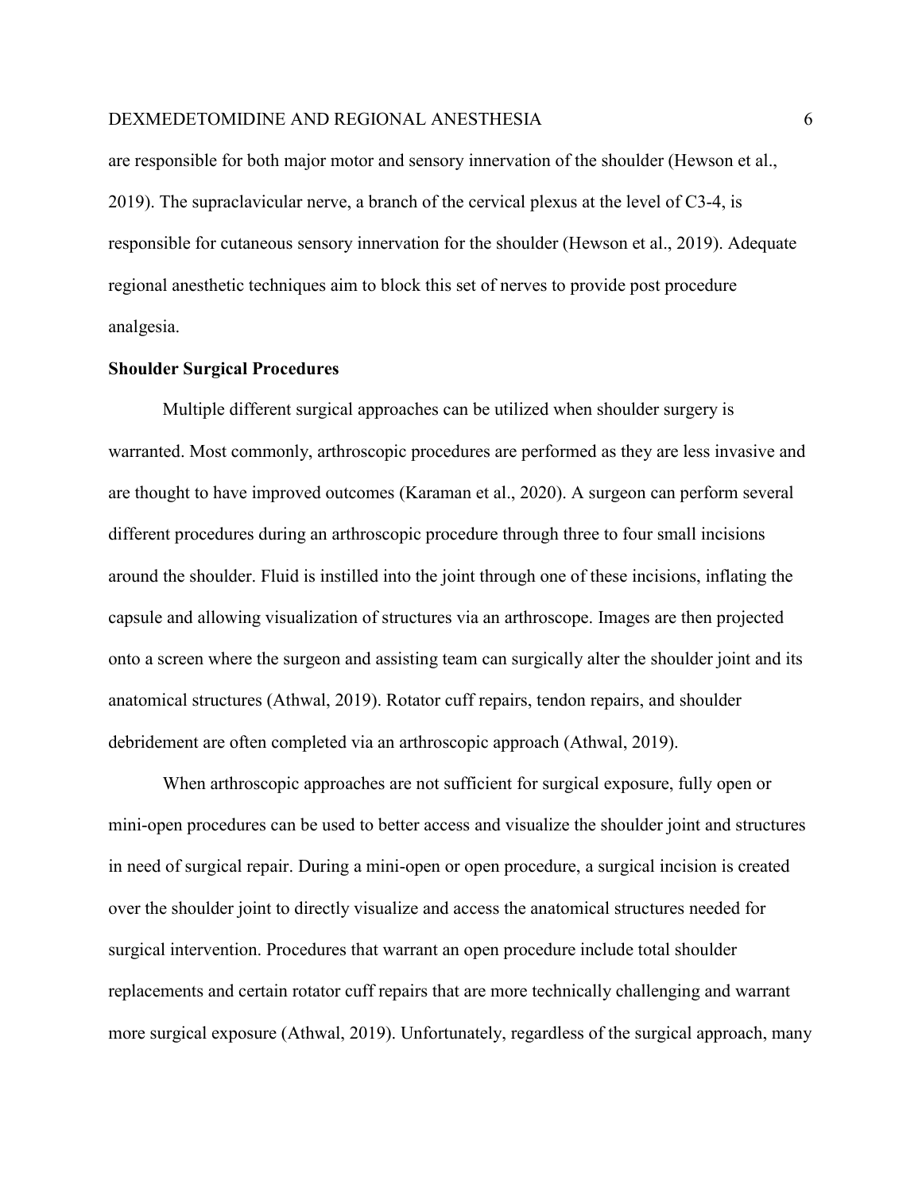are responsible for both major motor and sensory innervation of the shoulder (Hewson et al., 2019). The supraclavicular nerve, a branch of the cervical plexus at the level of C3-4, is responsible for cutaneous sensory innervation for the shoulder (Hewson et al., 2019). Adequate regional anesthetic techniques aim to block this set of nerves to provide post procedure analgesia.

**Shoulder Surgical Procedures**

Multiple different surgical approaches can be utilized when shoulder surgery is warranted. Most commonly, arthroscopic procedures are performed as they are less invasive and are thought to have improved outcomes (Karaman et al., 2020). A surgeon can perform several different procedures during an arthroscopic procedure through three to four small incisions around the shoulder. Fluid is instilled into the joint through one of these incisions, inflating the capsule and allowing visualization of structures via an arthroscope. Images are then projected onto a screen where the surgeon and assisting team can surgically alter the shoulder joint and its anatomical structures (Athwal, 2019). Rotator cuff repairs, tendon repairs, and shoulder debridement are often completed via an arthroscopic approach (Athwal, 2019).

When arthroscopic approaches are not sufficient for surgical exposure, fully open or mini-open procedures can be used to better access and visualize the shoulder joint and structures in need of surgical repair. During a mini-open or open procedure, a surgical incision is created over the shoulder joint to directly visualize and access the anatomical structures needed for surgical intervention. Procedures that warrant an open procedure include total shoulder replacements and certain rotator cuff repairs that are more technically challenging and warrant more surgical exposure (Athwal, 2019). Unfortunately, regardless of the surgical approach, many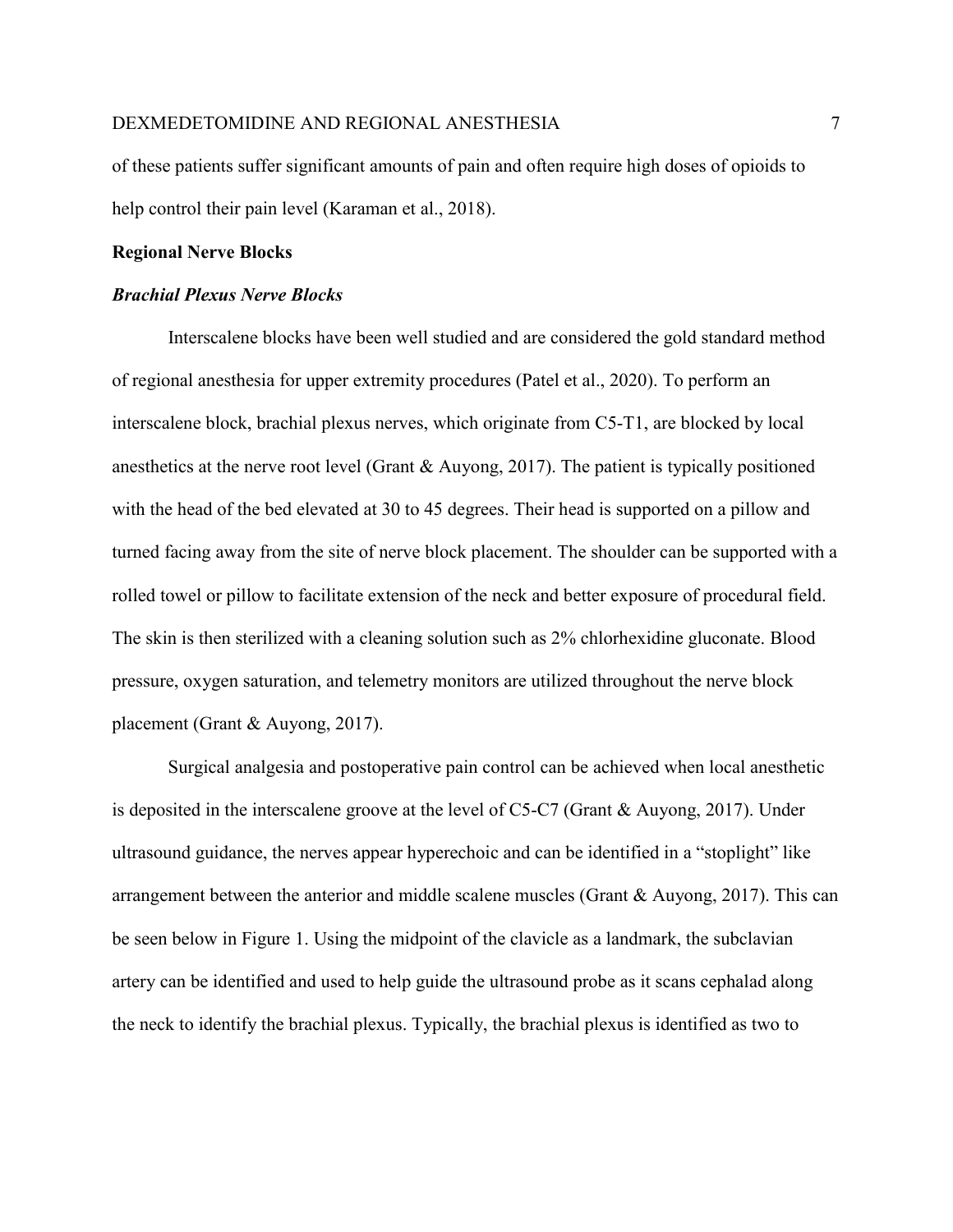of these patients suffer significant amounts of pain and often require high doses of opioids to help control their pain level (Karaman et al., 2018).

## Regional Nerve Blocks

### ***Brachial Plexus Nerve Blocks***

Interscalene blocks have been well studied and are considered the gold standard method of regional anesthesia for upper extremity procedures (Patel et al., 2020). To perform an interscalene block, brachial plexus nerves, which originate from C5-T1, are blocked by local anesthetics at the nerve root level (Grant & Auyong, 2017). The patient is typically positioned with the head of the bed elevated at 30 to 45 degrees. Their head is supported on a pillow and turned facing away from the site of nerve block placement. The shoulder can be supported with a rolled towel or pillow to facilitate extension of the neck and better exposure of procedural field. The skin is then sterilized with a cleaning solution such as 2% chlorhexidine gluconate. Blood pressure, oxygen saturation, and telemetry monitors are utilized throughout the nerve block placement (Grant & Auyong, 2017).

Surgical analgesia and postoperative pain control can be achieved when local anesthetic is deposited in the interscalene groove at the level of C5-C7 (Grant & Auyong, 2017). Under ultrasound guidance, the nerves appear hyperechoic and can be identified in a "stoplight" like arrangement between the anterior and middle scalene muscles (Grant & Auyong, 2017). This can be seen below in Figure 1. Using the midpoint of the clavicle as a landmark, the subclavian artery can be identified and used to help guide the ultrasound probe as it scans cephalad along the neck to identify the brachial plexus. Typically, the brachial plexus is identified as two to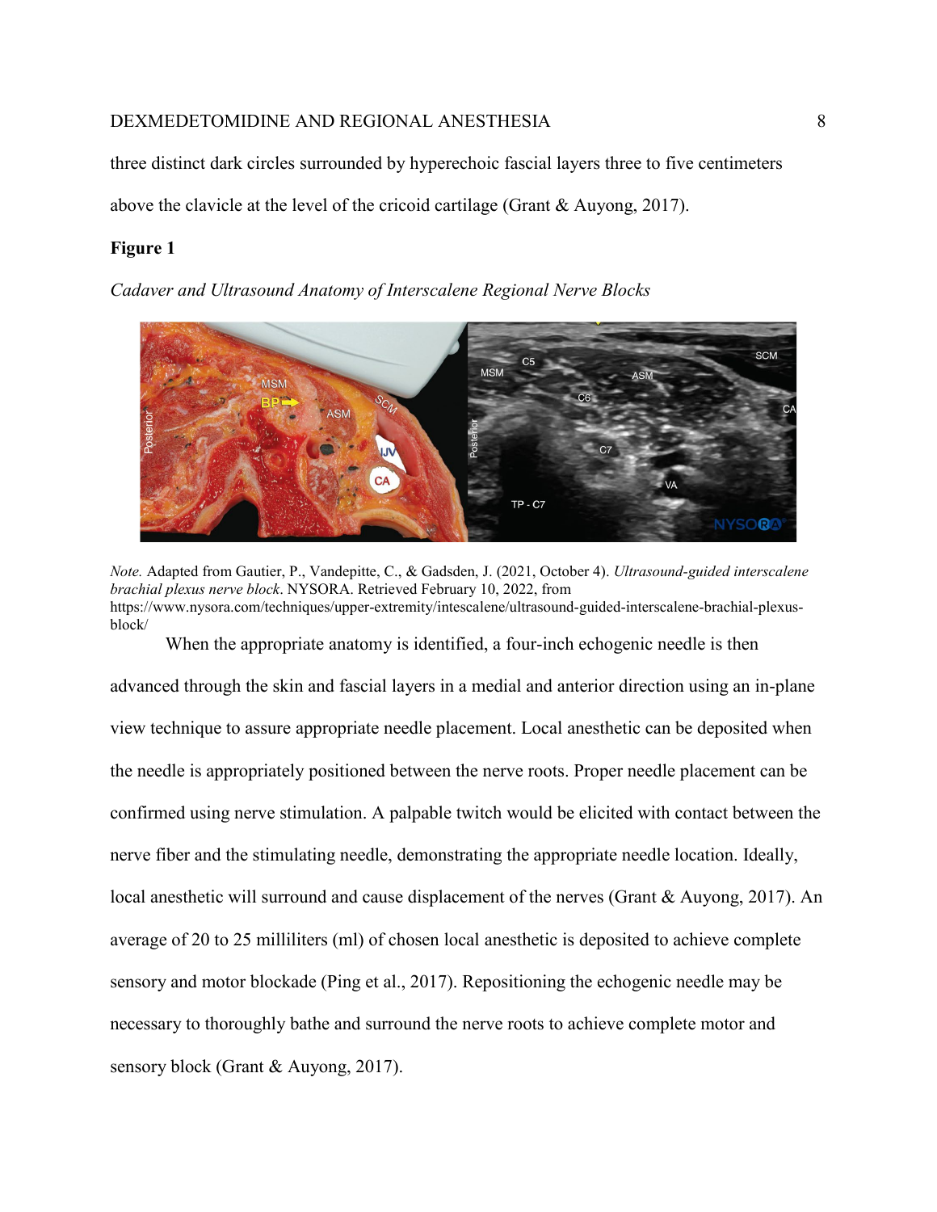three distinct dark circles surrounded by hyperechoic fascial layers three to five centimeters above the clavicle at the level of the cricoid cartilage (Grant & Auyong, 2017).

**Figure 1**

*Cadaver and Ultrasound Anatomy of Interscalene Regional Nerve Blocks*

*Note.* Adapted from Gautier, P., Vandepitte, C., & Gadsden, J. (2021, October 4). *Ultrasound-guided interscalene brachial plexus nerve block*. NYSORA. Retrieved February 10, 2022, from https://www.nysora.com/techniques/upper-extremity/intescalene/ultrasound-guided-interscalene-brachial-plexus-block/

When the appropriate anatomy is identified, a four-inch echogenic needle is then advanced through the skin and fascial layers in a medial and anterior direction using an in-plane view technique to assure appropriate needle placement. Local anesthetic can be deposited when the needle is appropriately positioned between the nerve roots. Proper needle placement can be confirmed using nerve stimulation. A palpable twitch would be elicited with contact between the nerve fiber and the stimulating needle, demonstrating the appropriate needle location. Ideally, local anesthetic will surround and cause displacement of the nerves (Grant & Auyong, 2017). An average of 20 to 25 milliliters (ml) of chosen local anesthetic is deposited to achieve complete sensory and motor blockade (Ping et al., 2017). Repositioning the echogenic needle may be necessary to thoroughly bathe and surround the nerve roots to achieve complete motor and sensory block (Grant & Auyong, 2017).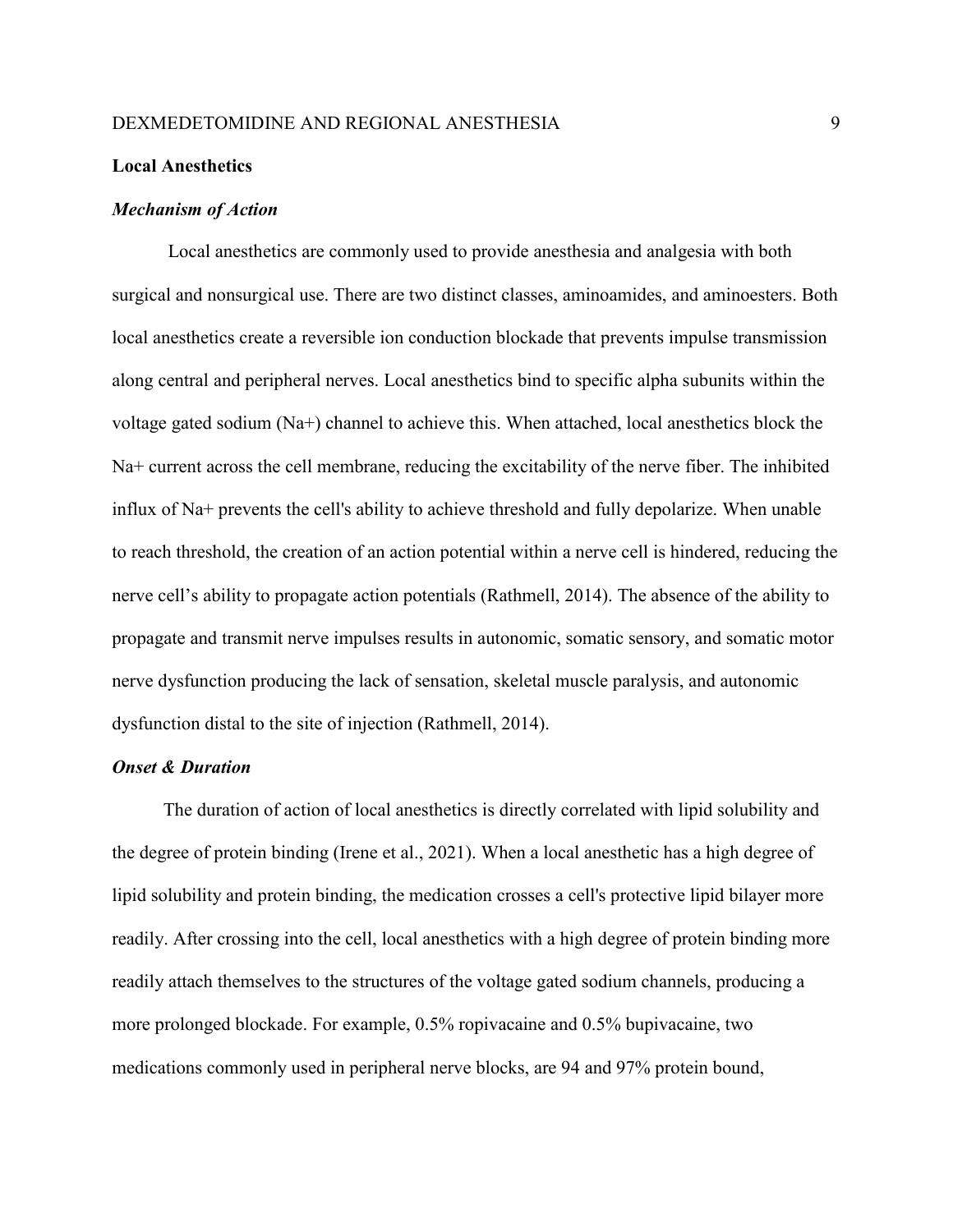## Local Anesthetics

### *Mechanism of Action*

Local anesthetics are commonly used to provide anesthesia and analgesia with both surgical and nonsurgical use. There are two distinct classes, aminoamides, and aminoesters. Both local anesthetics create a reversible ion conduction blockade that prevents impulse transmission along central and peripheral nerves. Local anesthetics bind to specific alpha subunits within the voltage gated sodium ($Na^+$) channel to achieve this. When attached, local anesthetics block the $Na^+$ current across the cell membrane, reducing the excitability of the nerve fiber. The inhibited influx of $Na^+$ prevents the cell's ability to achieve threshold and fully depolarize. When unable to reach threshold, the creation of an action potential within a nerve cell is hindered, reducing the nerve cell's ability to propagate action potentials (Rathmell, 2014). The absence of the ability to propagate and transmit nerve impulses results in autonomic, somatic sensory, and somatic motor nerve dysfunction producing the lack of sensation, skeletal muscle paralysis, and autonomic dysfunction distal to the site of injection (Rathmell, 2014).

### *Onset & Duration*

The duration of action of local anesthetics is directly correlated with lipid solubility and the degree of protein binding (Irene et al., 2021). When a local anesthetic has a high degree of lipid solubility and protein binding, the medication crosses a cell's protective lipid bilayer more readily. After crossing into the cell, local anesthetics with a high degree of protein binding more readily attach themselves to the structures of the voltage gated sodium channels, producing a more prolonged blockade. For example, 0.5% ropivacaine and 0.5% bupivacaine, two medications commonly used in peripheral nerve blocks, are 94 and 97% protein bound,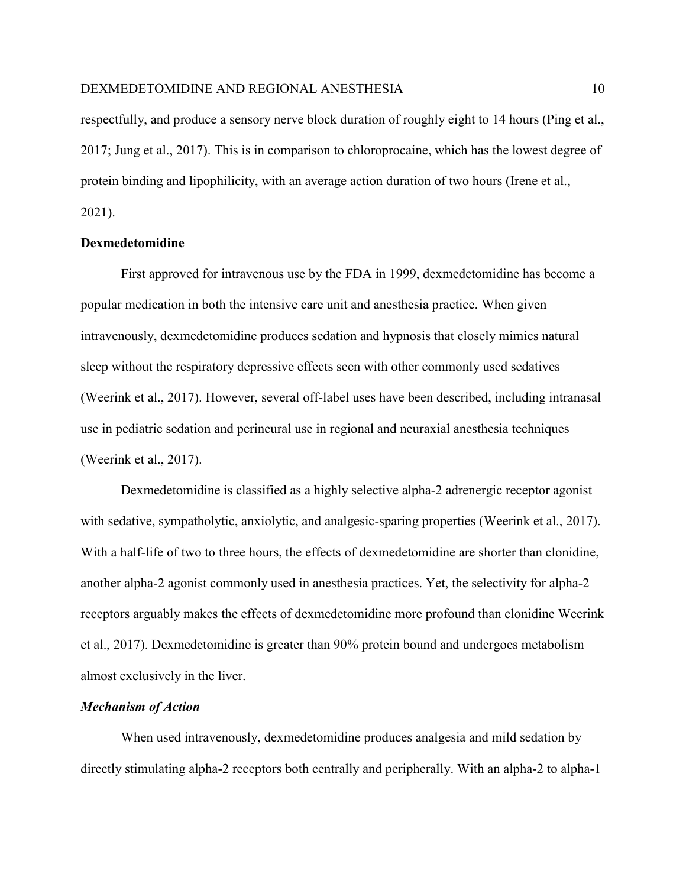respectfully, and produce a sensory nerve block duration of roughly eight to 14 hours (Ping et al., 2017; Jung et al., 2017). This is in comparison to chloroprocaine, which has the lowest degree of protein binding and lipophilicity, with an average action duration of two hours (Irene et al., 2021).

## Dexmedetomidine

First approved for intravenous use by the FDA in 1999, dexmedetomidine has become a popular medication in both the intensive care unit and anesthesia practice. When given intravenously, dexmedetomidine produces sedation and hypnosis that closely mimics natural sleep without the respiratory depressive effects seen with other commonly used sedatives (Weerink et al., 2017). However, several off-label uses have been described, including intranasal use in pediatric sedation and perineural use in regional and neuraxial anesthesia techniques (Weerink et al., 2017).

Dexmedetomidine is classified as a highly selective alpha-2 adrenergic receptor agonist with sedative, sympatholytic, anxiolytic, and analgesic-sparing properties (Weerink et al., 2017). With a half-life of two to three hours, the effects of dexmedetomidine are shorter than clonidine, another alpha-2 agonist commonly used in anesthesia practices. Yet, the selectivity for alpha-2 receptors arguably makes the effects of dexmedetomidine more profound than clonidine Weerink et al., 2017). Dexmedetomidine is greater than 90% protein bound and undergoes metabolism almost exclusively in the liver.

### *Mechanism of Action*

When used intravenously, dexmedetomidine produces analgesia and mild sedation by directly stimulating alpha-2 receptors both centrally and peripherally. With an alpha-2 to alpha-1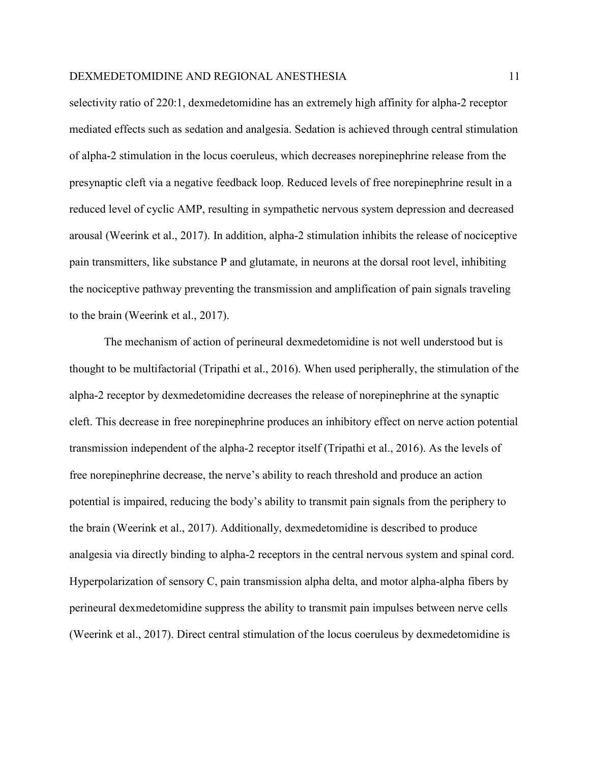selectivity ratio of 220:1, dexmedetomidine has an extremely high affinity for alpha-2 receptor mediated effects such as sedation and analgesia. Sedation is achieved through central stimulation of alpha-2 stimulation in the locus coeruleus, which decreases norepinephrine release from the presynaptic cleft via a negative feedback loop. Reduced levels of free norepinephrine result in a reduced level of cyclic AMP, resulting in sympathetic nervous system depression and decreased arousal (Weerink et al., 2017). In addition, alpha-2 stimulation inhibits the release of nociceptive pain transmitters, like substance P and glutamate, in neurons at the dorsal root level, inhibiting the nociceptive pathway preventing the transmission and amplification of pain signals traveling to the brain (Weerink et al., 2017).

The mechanism of action of perineural dexmedetomidine is not well understood but is thought to be multifactorial (Tripathi et al., 2016). When used peripherally, the stimulation of the alpha-2 receptor by dexmedetomidine decreases the release of norepinephrine at the synaptic cleft. This decrease in free norepinephrine produces an inhibitory effect on nerve action potential transmission independent of the alpha-2 receptor itself (Tripathi et al., 2016). As the levels of free norepinephrine decrease, the nerve's ability to reach threshold and produce an action potential is impaired, reducing the body's ability to transmit pain signals from the periphery to the brain (Weerink et al., 2017). Additionally, dexmedetomidine is described to produce analgesia via directly binding to alpha-2 receptors in the central nervous system and spinal cord. Hyperpolarization of sensory C, pain transmission alpha delta, and motor alpha-alpha fibers by perineural dexmedetomidine suppress the ability to transmit pain impulses between nerve cells (Weerink et al., 2017). Direct central stimulation of the locus coeruleus by dexmedetomidine is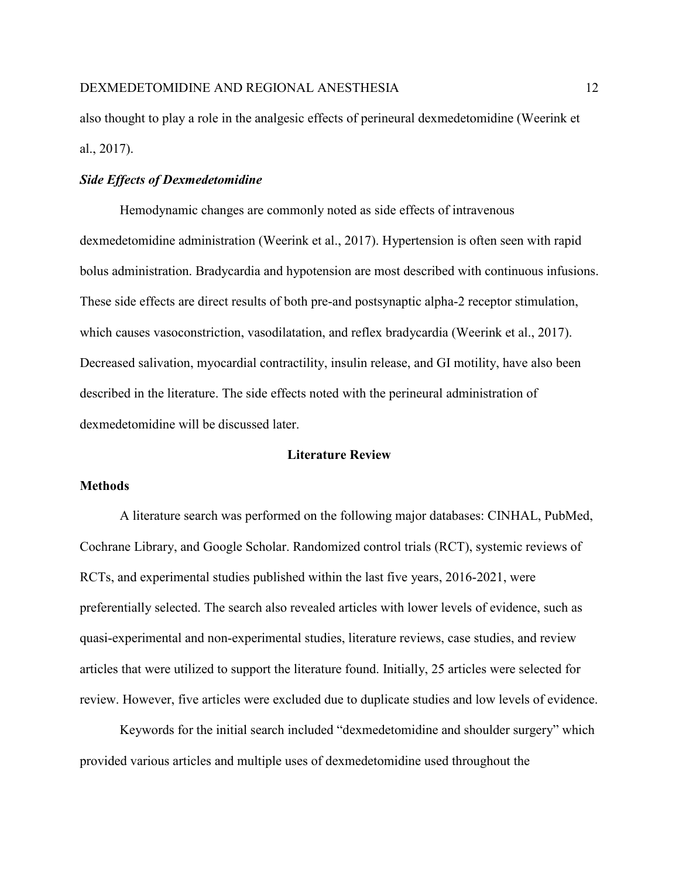also thought to play a role in the analgesic effects of perineural dexmedetomidine (Weerink et al., 2017).

### *Side Effects of Dexmedetomidine*

Hemodynamic changes are commonly noted as side effects of intravenous dexmedetomidine administration (Weerink et al., 2017). Hypertension is often seen with rapid bolus administration. Bradycardia and hypotension are most described with continuous infusions. These side effects are direct results of both pre-and postsynaptic alpha-2 receptor stimulation, which causes vasoconstriction, vasodilatation, and reflex bradycardia (Weerink et al., 2017). Decreased salivation, myocardial contractility, insulin release, and GI motility, have also been described in the literature. The side effects noted with the perineural administration of dexmedetomidine will be discussed later.

# Literature Review

## Methods

A literature search was performed on the following major databases: CINHAL, PubMed, Cochrane Library, and Google Scholar. Randomized control trials (RCT), systemic reviews of RCTs, and experimental studies published within the last five years, 2016-2021, were preferentially selected. The search also revealed articles with lower levels of evidence, such as quasi-experimental and non-experimental studies, literature reviews, case studies, and review articles that were utilized to support the literature found. Initially, 25 articles were selected for review. However, five articles were excluded due to duplicate studies and low levels of evidence.

Keywords for the initial search included "dexmedetomidine and shoulder surgery" which provided various articles and multiple uses of dexmedetomidine used throughout the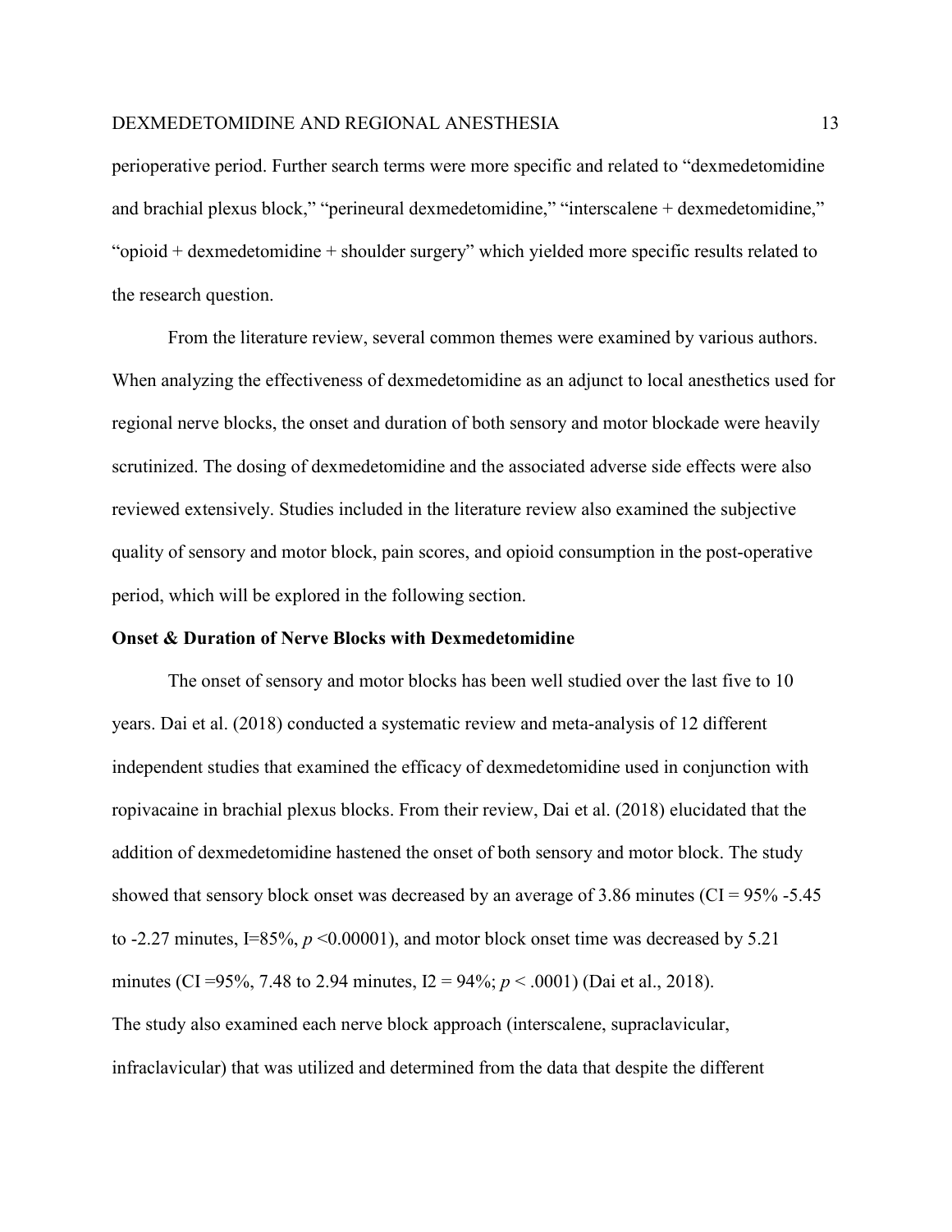perioperative period. Further search terms were more specific and related to "dexmedetomidine and brachial plexus block," "perineural dexmedetomidine," "interscalene + dexmedetomidine," "opioid + dexmedetomidine + shoulder surgery" which yielded more specific results related to the research question.

From the literature review, several common themes were examined by various authors. When analyzing the effectiveness of dexmedetomidine as an adjunct to local anesthetics used for regional nerve blocks, the onset and duration of both sensory and motor blockade were heavily scrutinized. The dosing of dexmedetomidine and the associated adverse side effects were also reviewed extensively. Studies included in the literature review also examined the subjective quality of sensory and motor block, pain scores, and opioid consumption in the post-operative period, which will be explored in the following section.

**Onset & Duration of Nerve Blocks with Dexmedetomidine**

The onset of sensory and motor blocks has been well studied over the last five to 10 years. Dai et al. (2018) conducted a systematic review and meta-analysis of 12 different independent studies that examined the efficacy of dexmedetomidine used in conjunction with ropivacaine in brachial plexus blocks. From their review, Dai et al. (2018) elucidated that the addition of dexmedetomidine hastened the onset of both sensory and motor block. The study showed that sensory block onset was decreased by an average of 3.86 minutes (CI = 95% -5.45 to -2.27 minutes, I=85%, $p$ <0.00001), and motor block onset time was decreased by 5.21 minutes (CI =95%, 7.48 to 2.94 minutes, I2 = 94%; $p$ < .0001) (Dai et al., 2018).
The study also examined each nerve block approach (interscalene, supraclavicular, infraclavicular) that was utilized and determined from the data that despite the different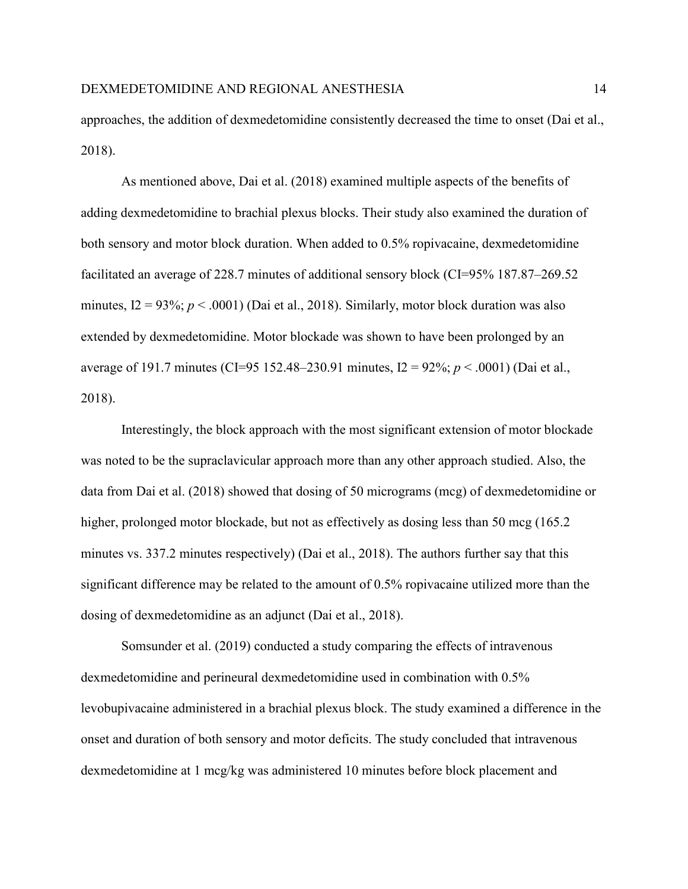approaches, the addition of dexmedetomidine consistently decreased the time to onset (Dai et al., 2018).

As mentioned above, Dai et al. (2018) examined multiple aspects of the benefits of adding dexmedetomidine to brachial plexus blocks. Their study also examined the duration of both sensory and motor block duration. When added to 0.5% ropivacaine, dexmedetomidine facilitated an average of 228.7 minutes of additional sensory block (CI=95% 187.87–269.52 minutes, I2 = 93%; $p < .0001$) (Dai et al., 2018). Similarly, motor block duration was also extended by dexmedetomidine. Motor blockade was shown to have been prolonged by an average of 191.7 minutes (CI=95 152.48–230.91 minutes, I2 = 92%; $p < .0001$) (Dai et al., 2018).

Interestingly, the block approach with the most significant extension of motor blockade was noted to be the supraclavicular approach more than any other approach studied. Also, the data from Dai et al. (2018) showed that dosing of 50 micrograms (mcg) of dexmedetomidine or higher, prolonged motor blockade, but not as effectively as dosing less than 50 mcg (165.2 minutes vs. 337.2 minutes respectively) (Dai et al., 2018). The authors further say that this significant difference may be related to the amount of 0.5% ropivacaine utilized more than the dosing of dexmedetomidine as an adjunct (Dai et al., 2018).

Somsunder et al. (2019) conducted a study comparing the effects of intravenous dexmedetomidine and perineural dexmedetomidine used in combination with 0.5% levobupivacaine administered in a brachial plexus block. The study examined a difference in the onset and duration of both sensory and motor deficits. The study concluded that intravenous dexmedetomidine at 1 mcg/kg was administered 10 minutes before block placement and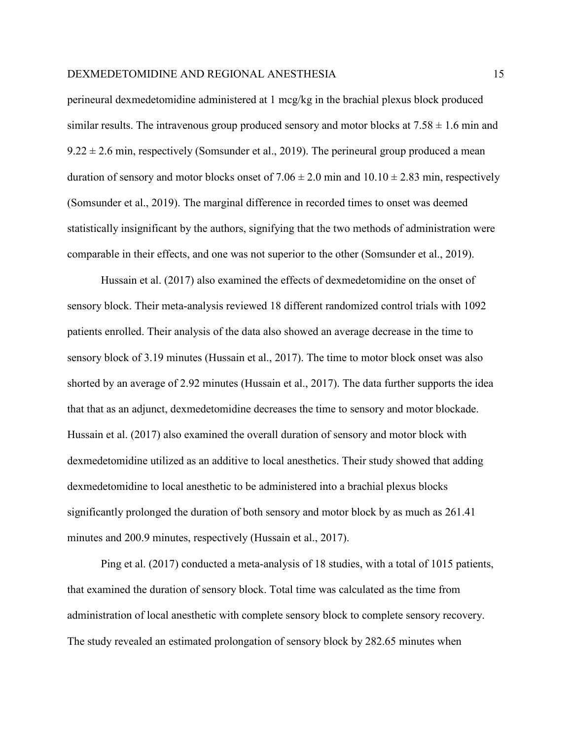perineural dexmedetomidine administered at 1 mcg/kg in the brachial plexus block produced similar results. The intravenous group produced sensory and motor blocks at $7.58 \pm 1.6$ min and $9.22 \pm 2.6$ min, respectively (Somsunder et al., 2019). The perineural group produced a mean duration of sensory and motor blocks onset of $7.06 \pm 2.0$ min and $10.10 \pm 2.83$ min, respectively (Somsunder et al., 2019). The marginal difference in recorded times to onset was deemed statistically insignificant by the authors, signifying that the two methods of administration were comparable in their effects, and one was not superior to the other (Somsunder et al., 2019).

Hussain et al. (2017) also examined the effects of dexmedetomidine on the onset of sensory block. Their meta-analysis reviewed 18 different randomized control trials with 1092 patients enrolled. Their analysis of the data also showed an average decrease in the time to sensory block of 3.19 minutes (Hussain et al., 2017). The time to motor block onset was also shorted by an average of 2.92 minutes (Hussain et al., 2017). The data further supports the idea that that as an adjunct, dexmedetomidine decreases the time to sensory and motor blockade. Hussain et al. (2017) also examined the overall duration of sensory and motor block with dexmedetomidine utilized as an additive to local anesthetics. Their study showed that adding dexmedetomidine to local anesthetic to be administered into a brachial plexus blocks significantly prolonged the duration of both sensory and motor block by as much as 261.41 minutes and 200.9 minutes, respectively (Hussain et al., 2017).

Ping et al. (2017) conducted a meta-analysis of 18 studies, with a total of 1015 patients, that examined the duration of sensory block. Total time was calculated as the time from administration of local anesthetic with complete sensory block to complete sensory recovery. The study revealed an estimated prolongation of sensory block by 282.65 minutes when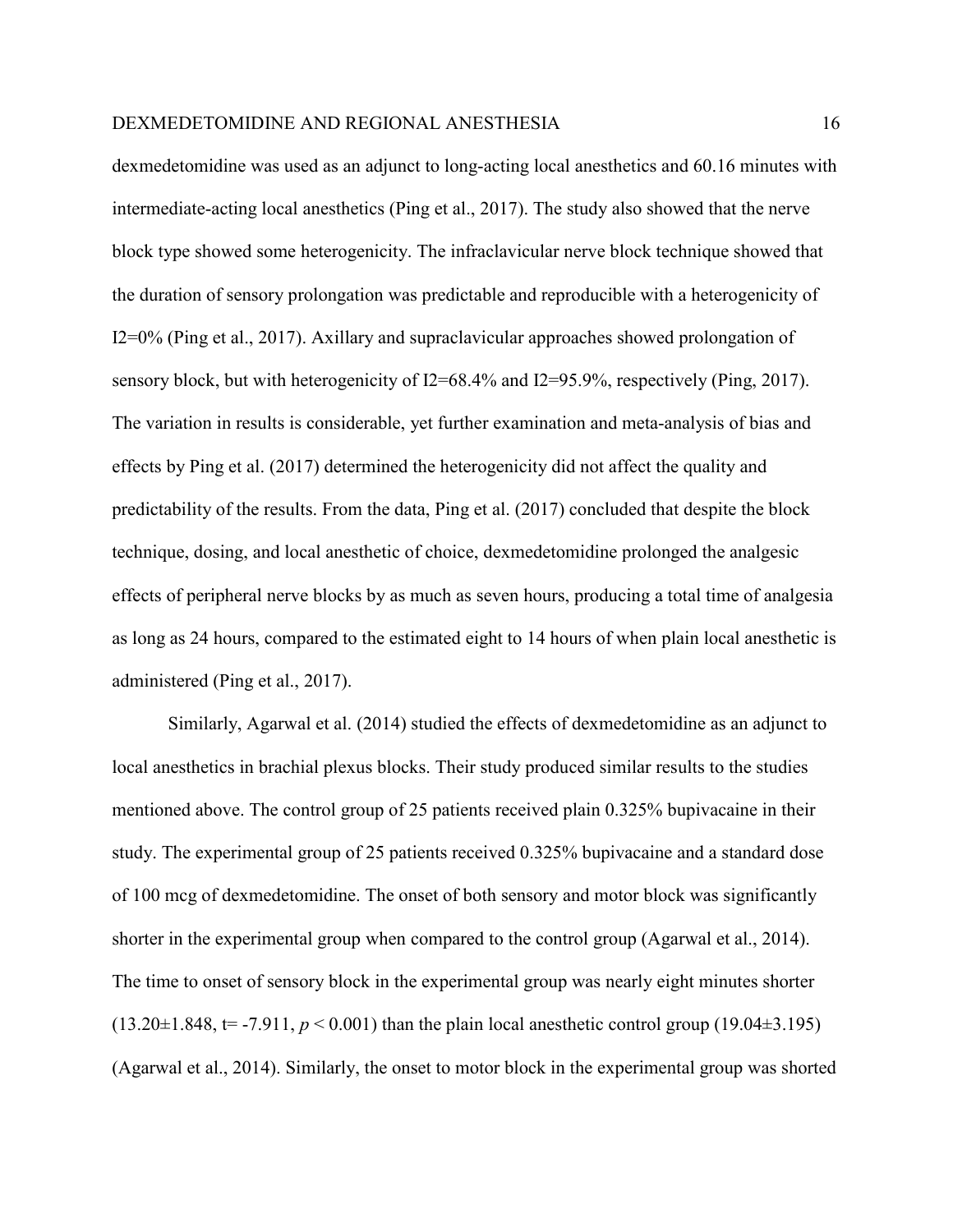dexmedetomidine was used as an adjunct to long-acting local anesthetics and 60.16 minutes with intermediate-acting local anesthetics (Ping et al., 2017). The study also showed that the nerve block type showed some heterogenicity. The infraclavicular nerve block technique showed that the duration of sensory prolongation was predictable and reproducible with a heterogenicity of $I2=0\%$ (Ping et al., 2017). Axillary and supraclavicular approaches showed prolongation of sensory block, but with heterogenicity of $I2=68.4\%$ and $I2=95.9\%$, respectively (Ping, 2017). The variation in results is considerable, yet further examination and meta-analysis of bias and effects by Ping et al. (2017) determined the heterogenicity did not affect the quality and predictability of the results. From the data, Ping et al. (2017) concluded that despite the block technique, dosing, and local anesthetic of choice, dexmedetomidine prolonged the analgesic effects of peripheral nerve blocks by as much as seven hours, producing a total time of analgesia as long as 24 hours, compared to the estimated eight to 14 hours of when plain local anesthetic is administered (Ping et al., 2017).

Similarly, Agarwal et al. (2014) studied the effects of dexmedetomidine as an adjunct to local anesthetics in brachial plexus blocks. Their study produced similar results to the studies mentioned above. The control group of 25 patients received plain 0.325% bupivacaine in their study. The experimental group of 25 patients received 0.325% bupivacaine and a standard dose of 100 mcg of dexmedetomidine. The onset of both sensory and motor block was significantly shorter in the experimental group when compared to the control group (Agarwal et al., 2014). The time to onset of sensory block in the experimental group was nearly eight minutes shorter ($13.20\pm1.848$, $t= -7.911$, $p < 0.001$) than the plain local anesthetic control group ($19.04\pm3.195$) (Agarwal et al., 2014). Similarly, the onset to motor block in the experimental group was shorted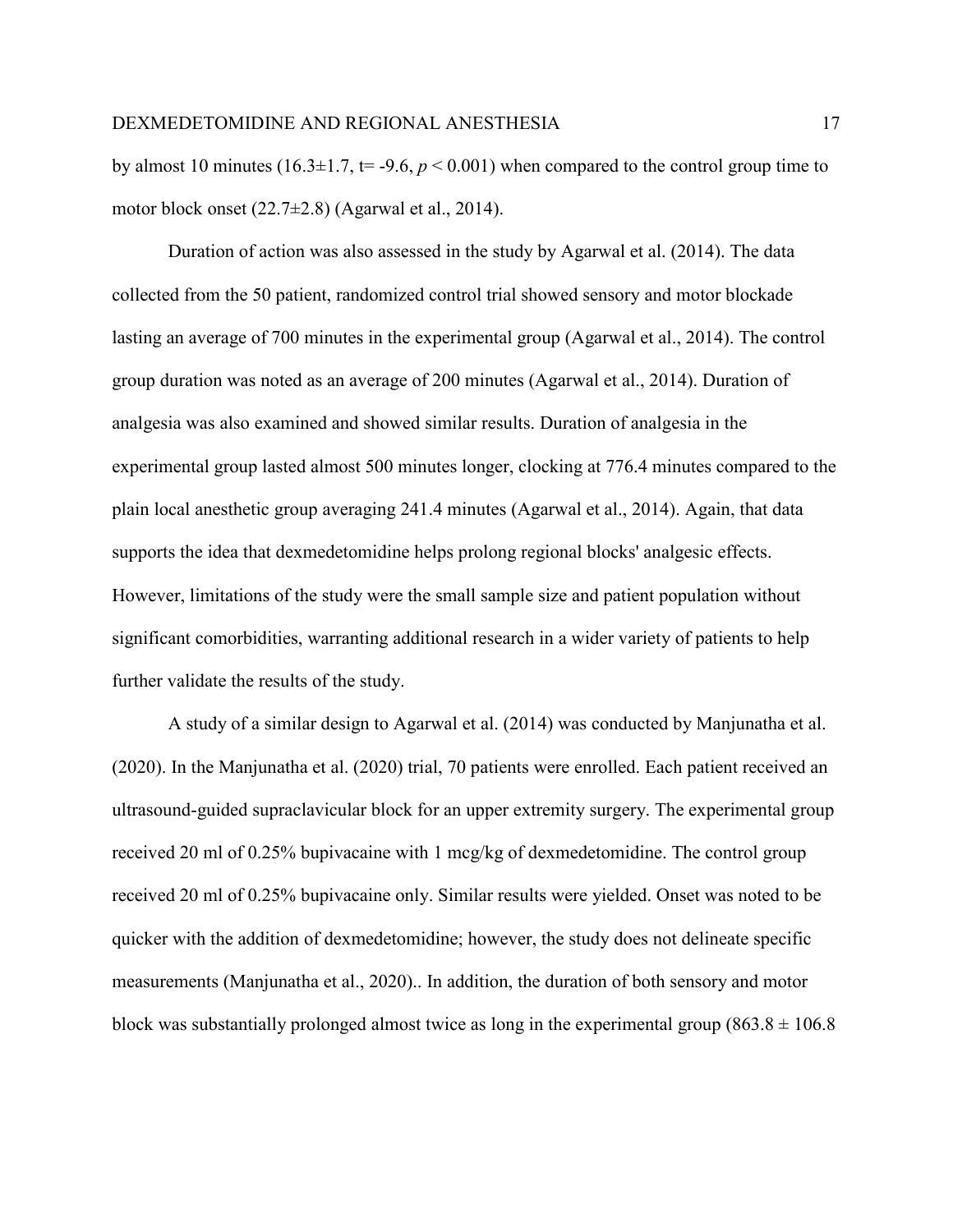by almost 10 minutes ($16.3 \pm 1.7$, $t = -9.6$, $p < 0.001$) when compared to the control group time to motor block onset ($22.7 \pm 2.8$) (Agarwal et al., 2014).

Duration of action was also assessed in the study by Agarwal et al. (2014). The data collected from the 50 patient, randomized control trial showed sensory and motor blockade lasting an average of 700 minutes in the experimental group (Agarwal et al., 2014). The control group duration was noted as an average of 200 minutes (Agarwal et al., 2014). Duration of analgesia was also examined and showed similar results. Duration of analgesia in the experimental group lasted almost 500 minutes longer, clocking at 776.4 minutes compared to the plain local anesthetic group averaging 241.4 minutes (Agarwal et al., 2014). Again, that data supports the idea that dexmedetomidine helps prolong regional blocks' analgesic effects. However, limitations of the study were the small sample size and patient population without significant comorbidities, warranting additional research in a wider variety of patients to help further validate the results of the study.

A study of a similar design to Agarwal et al. (2014) was conducted by Manjunatha et al. (2020). In the Manjunatha et al. (2020) trial, 70 patients were enrolled. Each patient received an ultrasound-guided supraclavicular block for an upper extremity surgery. The experimental group received 20 ml of 0.25% bupivacaine with 1 mcg/kg of dexmedetomidine. The control group received 20 ml of 0.25% bupivacaine only. Similar results were yielded. Onset was noted to be quicker with the addition of dexmedetomidine; however, the study does not delineate specific measurements (Manjunatha et al., 2020).. In addition, the duration of both sensory and motor block was substantially prolonged almost twice as long in the experimental group ($863.8 \pm 106.8$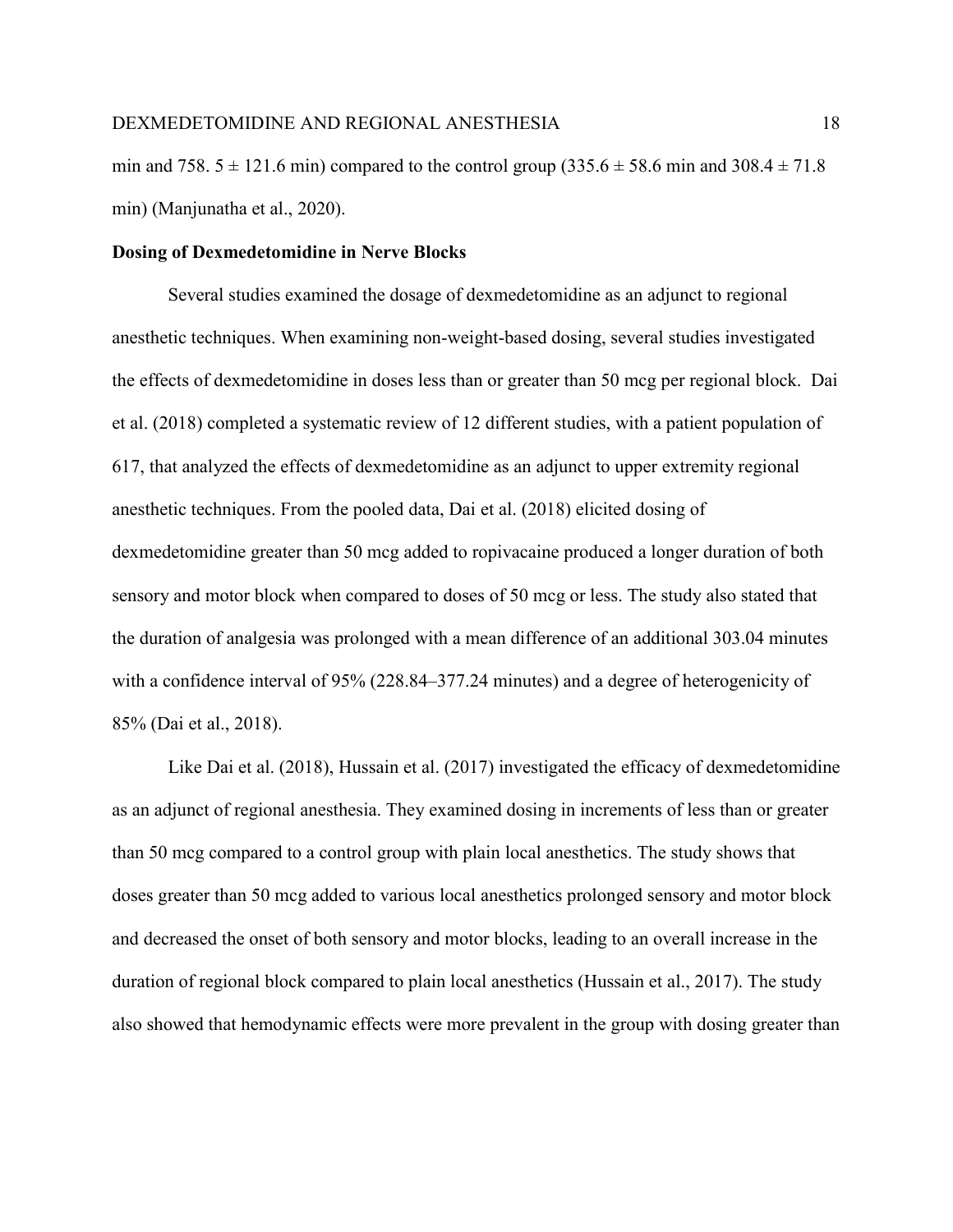min and 758. 5 ± 121.6 min) compared to the control group (335.6 ± 58.6 min and 308.4 ± 71.8 min) (Manjunatha et al., 2020).

**Dosing of Dexmedetomidine in Nerve Blocks**

Several studies examined the dosage of dexmedetomidine as an adjunct to regional anesthetic techniques. When examining non-weight-based dosing, several studies investigated the effects of dexmedetomidine in doses less than or greater than 50 mcg per regional block. Dai et al. (2018) completed a systematic review of 12 different studies, with a patient population of 617, that analyzed the effects of dexmedetomidine as an adjunct to upper extremity regional anesthetic techniques. From the pooled data, Dai et al. (2018) elicited dosing of dexmedetomidine greater than 50 mcg added to ropivacaine produced a longer duration of both sensory and motor block when compared to doses of 50 mcg or less. The study also stated that the duration of analgesia was prolonged with a mean difference of an additional 303.04 minutes with a confidence interval of 95% (228.84–377.24 minutes) and a degree of heterogenicity of 85% (Dai et al., 2018).

Like Dai et al. (2018), Hussain et al. (2017) investigated the efficacy of dexmedetomidine as an adjunct of regional anesthesia. They examined dosing in increments of less than or greater than 50 mcg compared to a control group with plain local anesthetics. The study shows that doses greater than 50 mcg added to various local anesthetics prolonged sensory and motor block and decreased the onset of both sensory and motor blocks, leading to an overall increase in the duration of regional block compared to plain local anesthetics (Hussain et al., 2017). The study also showed that hemodynamic effects were more prevalent in the group with dosing greater than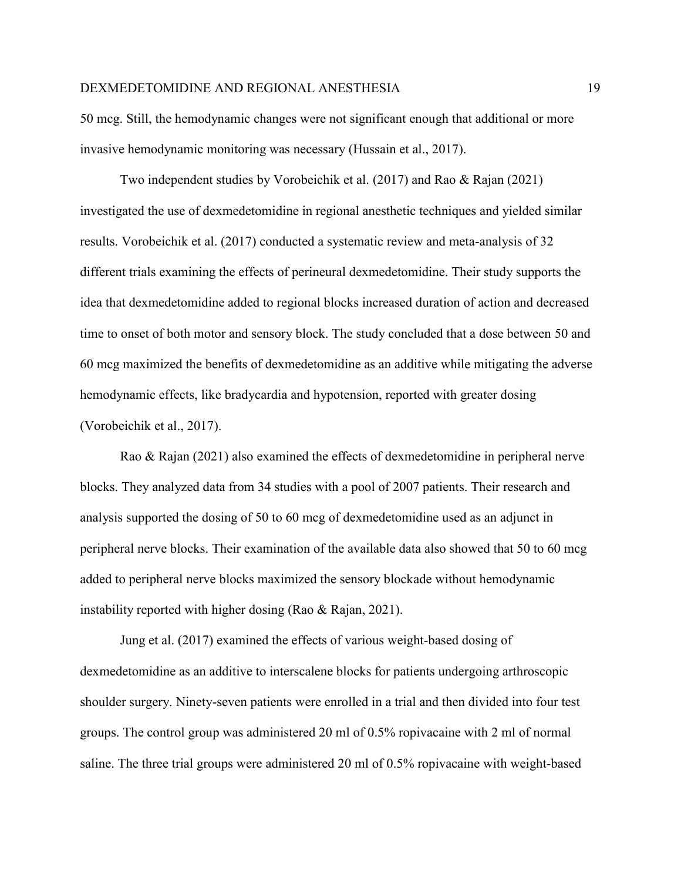50 mcg. Still, the hemodynamic changes were not significant enough that additional or more invasive hemodynamic monitoring was necessary (Hussain et al., 2017).

Two independent studies by Vorobeichik et al. (2017) and Rao & Rajan (2021) investigated the use of dexmedetomidine in regional anesthetic techniques and yielded similar results. Vorobeichik et al. (2017) conducted a systematic review and meta-analysis of 32 different trials examining the effects of perineural dexmedetomidine. Their study supports the idea that dexmedetomidine added to regional blocks increased duration of action and decreased time to onset of both motor and sensory block. The study concluded that a dose between 50 and 60 mcg maximized the benefits of dexmedetomidine as an additive while mitigating the adverse hemodynamic effects, like bradycardia and hypotension, reported with greater dosing (Vorobeichik et al., 2017).

Rao & Rajan (2021) also examined the effects of dexmedetomidine in peripheral nerve blocks. They analyzed data from 34 studies with a pool of 2007 patients. Their research and analysis supported the dosing of 50 to 60 mcg of dexmedetomidine used as an adjunct in peripheral nerve blocks. Their examination of the available data also showed that 50 to 60 mcg added to peripheral nerve blocks maximized the sensory blockade without hemodynamic instability reported with higher dosing (Rao & Rajan, 2021).

Jung et al. (2017) examined the effects of various weight-based dosing of dexmedetomidine as an additive to interscalene blocks for patients undergoing arthroscopic shoulder surgery. Ninety-seven patients were enrolled in a trial and then divided into four test groups. The control group was administered 20 ml of 0.5% ropivacaine with 2 ml of normal saline. The three trial groups were administered 20 ml of 0.5% ropivacaine with weight-based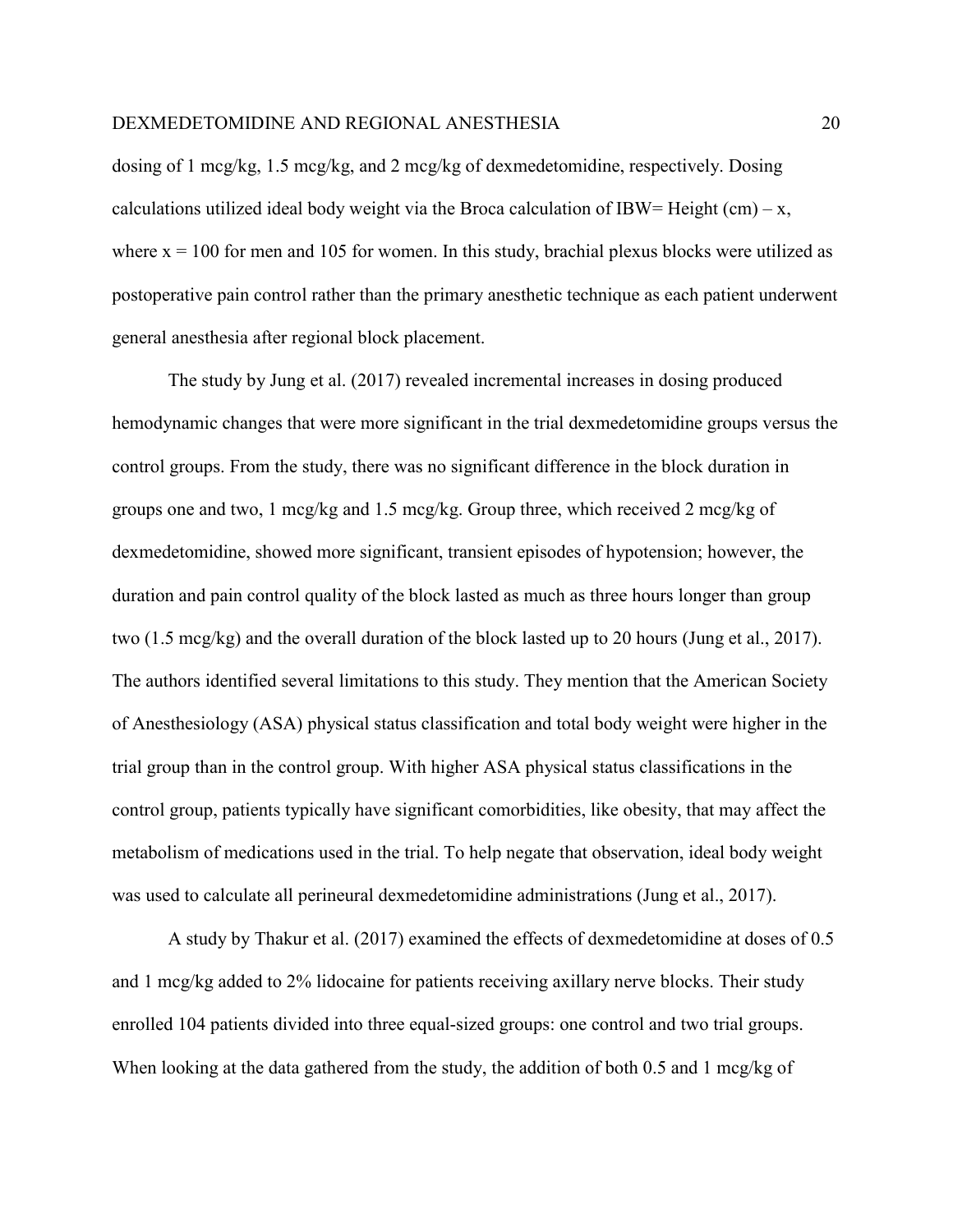dosing of 1 mcg/kg, 1.5 mcg/kg, and 2 mcg/kg of dexmedetomidine, respectively. Dosing calculations utilized ideal body weight via the Broca calculation of IBW= Height (cm) – x, where x = 100 for men and 105 for women. In this study, brachial plexus blocks were utilized as postoperative pain control rather than the primary anesthetic technique as each patient underwent general anesthesia after regional block placement.

The study by Jung et al. (2017) revealed incremental increases in dosing produced hemodynamic changes that were more significant in the trial dexmedetomidine groups versus the control groups. From the study, there was no significant difference in the block duration in groups one and two, 1 mcg/kg and 1.5 mcg/kg. Group three, which received 2 mcg/kg of dexmedetomidine, showed more significant, transient episodes of hypotension; however, the duration and pain control quality of the block lasted as much as three hours longer than group two (1.5 mcg/kg) and the overall duration of the block lasted up to 20 hours (Jung et al., 2017). The authors identified several limitations to this study. They mention that the American Society of Anesthesiology (ASA) physical status classification and total body weight were higher in the trial group than in the control group. With higher ASA physical status classifications in the control group, patients typically have significant comorbidities, like obesity, that may affect the metabolism of medications used in the trial. To help negate that observation, ideal body weight was used to calculate all perineural dexmedetomidine administrations (Jung et al., 2017).

A study by Thakur et al. (2017) examined the effects of dexmedetomidine at doses of 0.5 and 1 mcg/kg added to 2% lidocaine for patients receiving axillary nerve blocks. Their study enrolled 104 patients divided into three equal-sized groups: one control and two trial groups. When looking at the data gathered from the study, the addition of both 0.5 and 1 mcg/kg of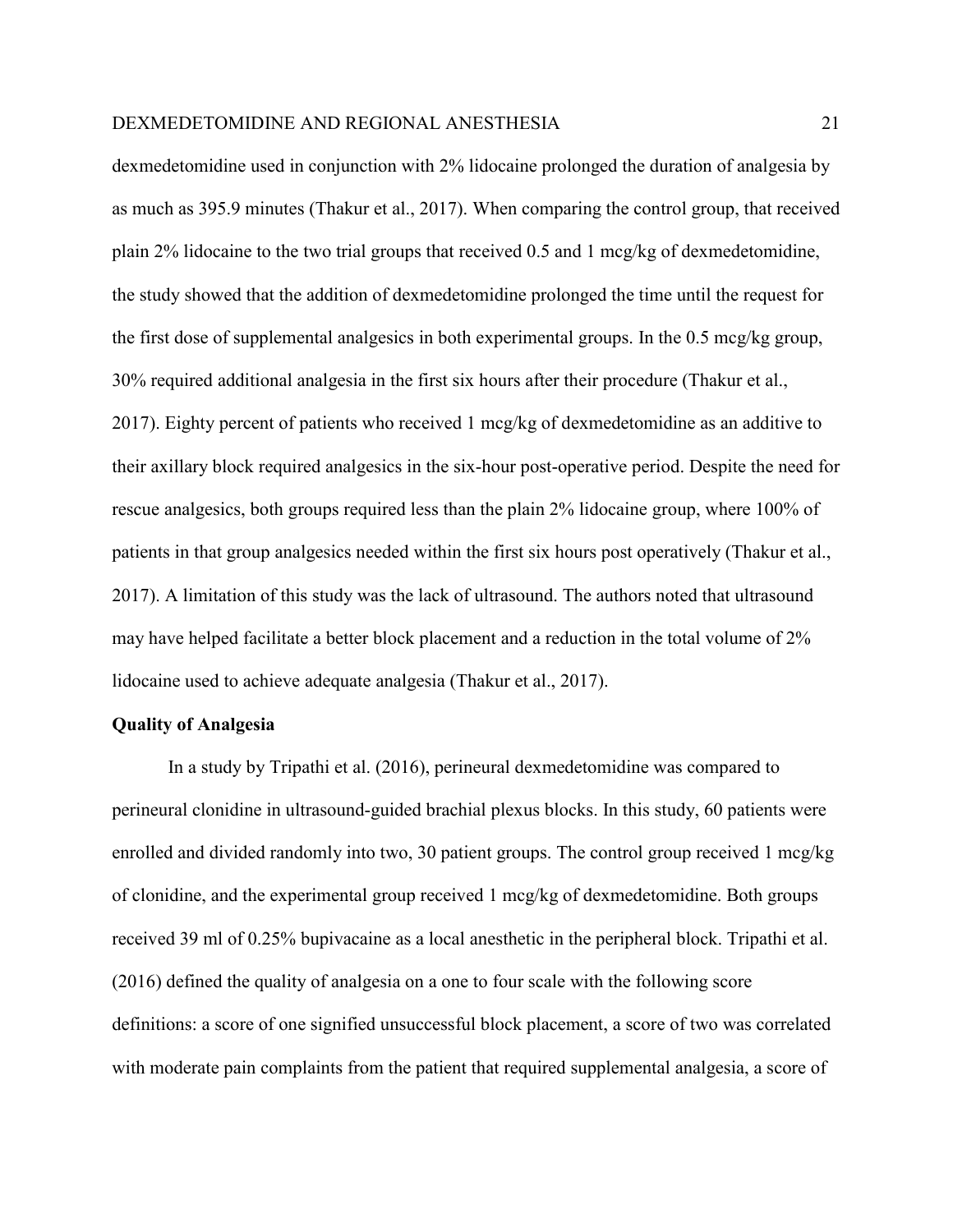dexmedetomidine used in conjunction with 2% lidocaine prolonged the duration of analgesia by as much as 395.9 minutes (Thakur et al., 2017). When comparing the control group, that received plain 2% lidocaine to the two trial groups that received 0.5 and 1 mcg/kg of dexmedetomidine, the study showed that the addition of dexmedetomidine prolonged the time until the request for the first dose of supplemental analgesics in both experimental groups. In the 0.5 mcg/kg group, 30% required additional analgesia in the first six hours after their procedure (Thakur et al., 2017). Eighty percent of patients who received 1 mcg/kg of dexmedetomidine as an additive to their axillary block required analgesics in the six-hour post-operative period. Despite the need for rescue analgesics, both groups required less than the plain 2% lidocaine group, where 100% of patients in that group analgesics needed within the first six hours post operatively (Thakur et al., 2017). A limitation of this study was the lack of ultrasound. The authors noted that ultrasound may have helped facilitate a better block placement and a reduction in the total volume of 2% lidocaine used to achieve adequate analgesia (Thakur et al., 2017).

**Quality of Analgesia**

In a study by Tripathi et al. (2016), perineural dexmedetomidine was compared to perineural clonidine in ultrasound-guided brachial plexus blocks. In this study, 60 patients were enrolled and divided randomly into two, 30 patient groups. The control group received 1 mcg/kg of clonidine, and the experimental group received 1 mcg/kg of dexmedetomidine. Both groups received 39 ml of 0.25% bupivacaine as a local anesthetic in the peripheral block. Tripathi et al. (2016) defined the quality of analgesia on a one to four scale with the following score definitions: a score of one signified unsuccessful block placement, a score of two was correlated with moderate pain complaints from the patient that required supplemental analgesia, a score of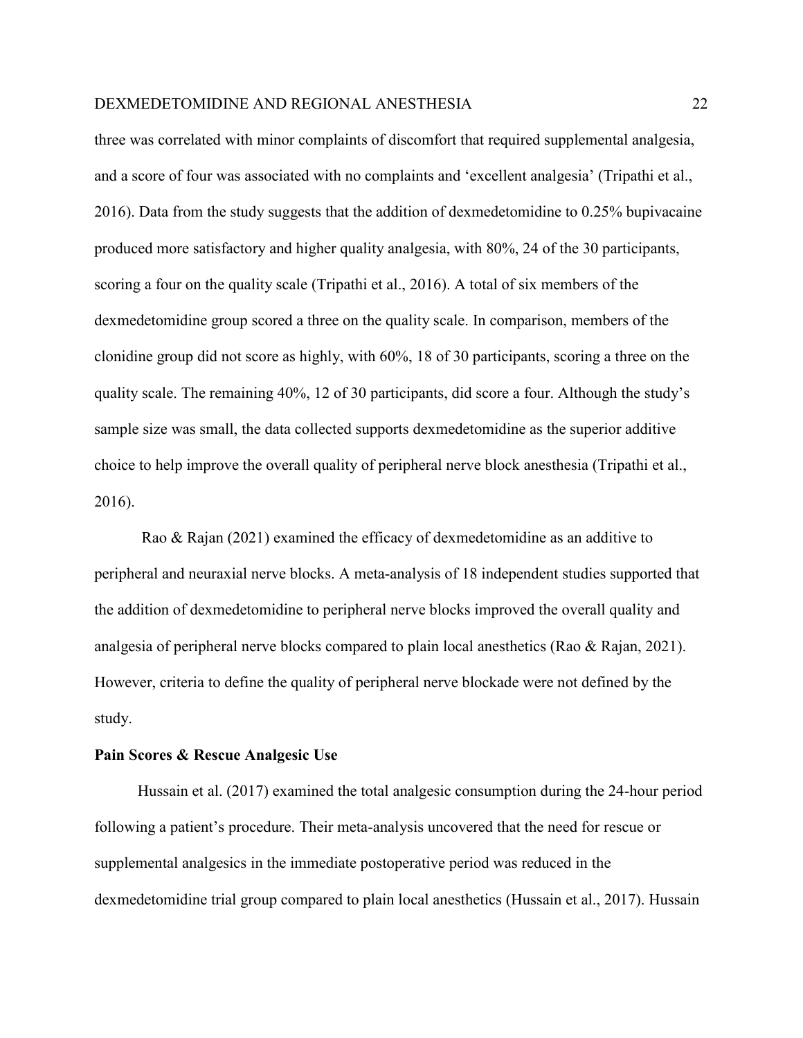three was correlated with minor complaints of discomfort that required supplemental analgesia, and a score of four was associated with no complaints and 'excellent analgesia' (Tripathi et al., 2016). Data from the study suggests that the addition of dexmedetomidine to 0.25% bupivacaine produced more satisfactory and higher quality analgesia, with 80%, 24 of the 30 participants, scoring a four on the quality scale (Tripathi et al., 2016). A total of six members of the dexmedetomidine group scored a three on the quality scale. In comparison, members of the clonidine group did not score as highly, with 60%, 18 of 30 participants, scoring a three on the quality scale. The remaining 40%, 12 of 30 participants, did score a four. Although the study's sample size was small, the data collected supports dexmedetomidine as the superior additive choice to help improve the overall quality of peripheral nerve block anesthesia (Tripathi et al., 2016).

Rao & Rajan (2021) examined the efficacy of dexmedetomidine as an additive to peripheral and neuraxial nerve blocks. A meta-analysis of 18 independent studies supported that the addition of dexmedetomidine to peripheral nerve blocks improved the overall quality and analgesia of peripheral nerve blocks compared to plain local anesthetics (Rao & Rajan, 2021). However, criteria to define the quality of peripheral nerve blockade were not defined by the study.

**Pain Scores & Rescue Analgesic Use**

Hussain et al. (2017) examined the total analgesic consumption during the 24-hour period following a patient's procedure. Their meta-analysis uncovered that the need for rescue or supplemental analgesics in the immediate postoperative period was reduced in the dexmedetomidine trial group compared to plain local anesthetics (Hussain et al., 2017). Hussain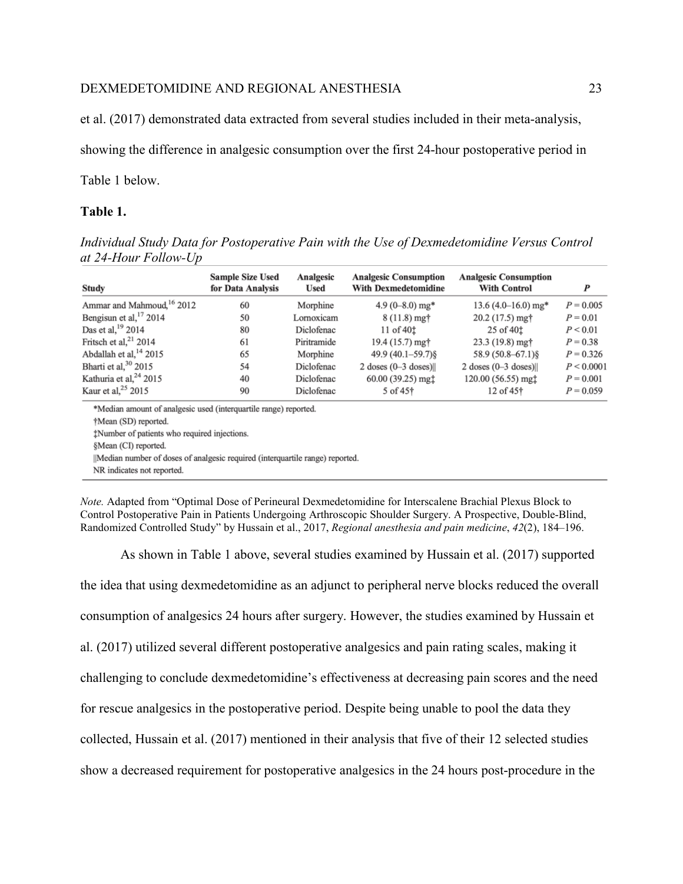et al. (2017) demonstrated data extracted from several studies included in their meta-analysis, showing the difference in analgesic consumption over the first 24-hour postoperative period in Table 1 below.

**Table 1.**

*Individual Study Data for Postoperative Pain with the Use of Dexmedetomidine Versus Control at 24-Hour Follow-Up*

| Study | Sample Size Used for Data Analysis | Analgesic Used | Analgesic Consumption With Dexmedetomidine | Analgesic Consumption With Control | P |
|---|---|---|---|---|---|
| Ammar and Mahmoud,[16] 2012 | 60 | Morphine | 4.9 (0–8.0) mg* | 13.6 (4.0–16.0) mg* | $P = 0.005$ |
| Bengisun et al,[17] 2014 | 50 | Lornoxicam | 8 (11.8) mg† | 20.2 (17.5) mg† | $P = 0.01$ |
| Das et al,[19] 2014 | 80 | Diclofenac | 11 of 40‡ | 25 of 40‡ | $P < 0.01$ |
| Fritsch et al,[21] 2014 | 61 | Piritramide | 19.4 (15.7) mg† | 23.3 (19.8) mg† | $P = 0.38$ |
| Abdallah et al,[14] 2015 | 65 | Morphine | 49.9 (40.1–59.7)§ | 58.9 (50.8–67.1)§ | $P = 0.326$ |
| Bharti et al,[30] 2015 | 54 | Diclofenac | 2 doses (0–3 doses)‖ | 2 doses (0–3 doses)‖ | $P < 0.0001$ |
| Kathuria et al,[24] 2015 | 40 | Diclofenac | 60.00 (39.25) mg‡ | 120.00 (56.55) mg‡ | $P = 0.001$ |
| Kaur et al,[25] 2015 | 90 | Diclofenac | 5 of 45† | 12 of 45† | $P = 0.059$ |

*Median amount of analgesic used (interquartile range) reported.
†Mean (SD) reported.
‡Number of patients who required injections.
§Mean (CI) reported.
‖Median number of doses of analgesic required (interquartile range) reported.
NR indicates not reported.

*Note.* Adapted from "Optimal Dose of Perineural Dexmedetomidine for Interscalene Brachial Plexus Block to Control Postoperative Pain in Patients Undergoing Arthroscopic Shoulder Surgery. A Prospective, Double-Blind, Randomized Controlled Study" by Hussain et al., 2017, *Regional anesthesia and pain medicine*, *42*(2), 184–196.

As shown in Table 1 above, several studies examined by Hussain et al. (2017) supported the idea that using dexmedetomidine as an adjunct to peripheral nerve blocks reduced the overall consumption of analgesics 24 hours after surgery. However, the studies examined by Hussain et al. (2017) utilized several different postoperative analgesics and pain rating scales, making it challenging to conclude dexmedetomidine's effectiveness at decreasing pain scores and the need for rescue analgesics in the postoperative period. Despite being unable to pool the data they collected, Hussain et al. (2017) mentioned in their analysis that five of their 12 selected studies show a decreased requirement for postoperative analgesics in the 24 hours post-procedure in the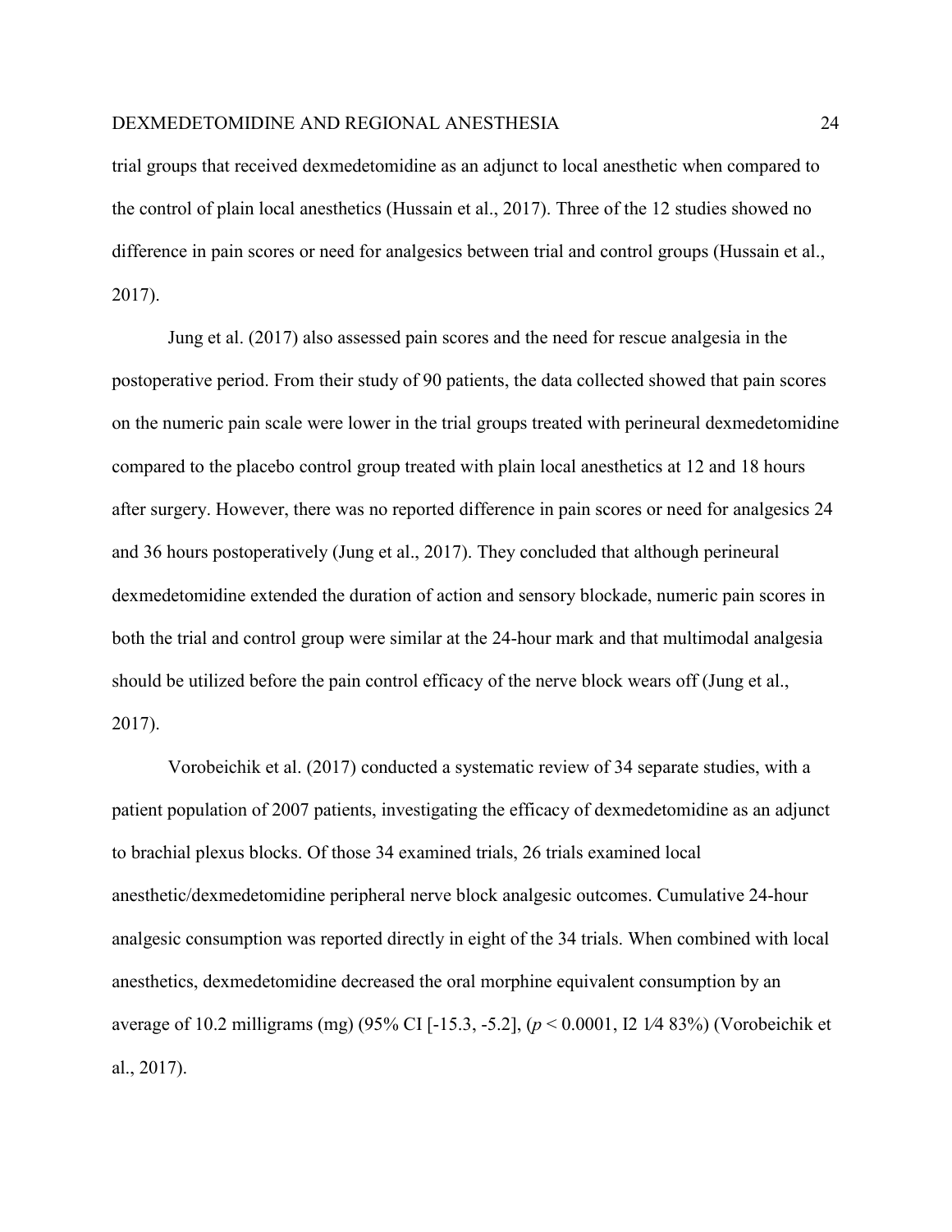trial groups that received dexmedetomidine as an adjunct to local anesthetic when compared to the control of plain local anesthetics (Hussain et al., 2017). Three of the 12 studies showed no difference in pain scores or need for analgesics between trial and control groups (Hussain et al., 2017).

Jung et al. (2017) also assessed pain scores and the need for rescue analgesia in the postoperative period. From their study of 90 patients, the data collected showed that pain scores on the numeric pain scale were lower in the trial groups treated with perineural dexmedetomidine compared to the placebo control group treated with plain local anesthetics at 12 and 18 hours after surgery. However, there was no reported difference in pain scores or need for analgesics 24 and 36 hours postoperatively (Jung et al., 2017). They concluded that although perineural dexmedetomidine extended the duration of action and sensory blockade, numeric pain scores in both the trial and control group were similar at the 24-hour mark and that multimodal analgesia should be utilized before the pain control efficacy of the nerve block wears off (Jung et al., 2017).

Vorobeichik et al. (2017) conducted a systematic review of 34 separate studies, with a patient population of 2007 patients, investigating the efficacy of dexmedetomidine as an adjunct to brachial plexus blocks. Of those 34 examined trials, 26 trials examined local anesthetic/dexmedetomidine peripheral nerve block analgesic outcomes. Cumulative 24-hour analgesic consumption was reported directly in eight of the 34 trials. When combined with local anesthetics, dexmedetomidine decreased the oral morphine equivalent consumption by an average of 10.2 milligrams (mg) (95% CI [-15.3, -5.2], ($p < 0.0001$, I2 1⁄4 83%) (Vorobeichik et al., 2017).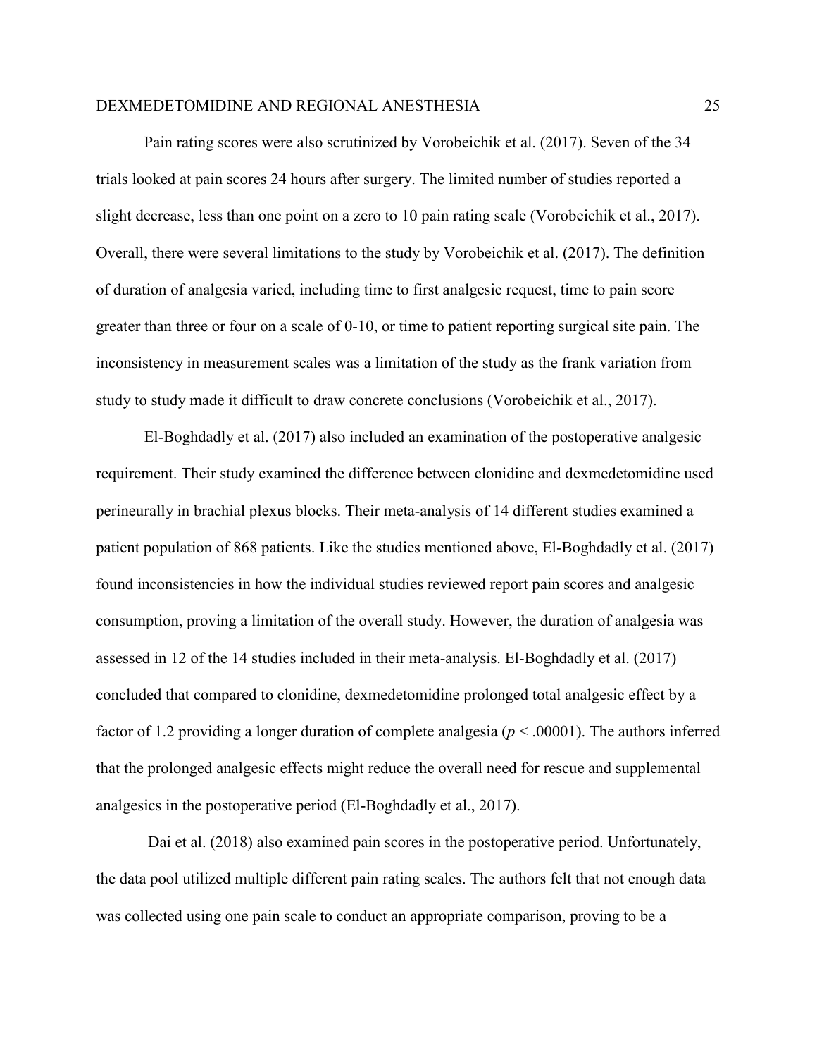Pain rating scores were also scrutinized by Vorobeichik et al. (2017). Seven of the 34 trials looked at pain scores 24 hours after surgery. The limited number of studies reported a slight decrease, less than one point on a zero to 10 pain rating scale (Vorobeichik et al., 2017). Overall, there were several limitations to the study by Vorobeichik et al. (2017). The definition of duration of analgesia varied, including time to first analgesic request, time to pain score greater than three or four on a scale of 0-10, or time to patient reporting surgical site pain. The inconsistency in measurement scales was a limitation of the study as the frank variation from study to study made it difficult to draw concrete conclusions (Vorobeichik et al., 2017).

El-Boghdadly et al. (2017) also included an examination of the postoperative analgesic requirement. Their study examined the difference between clonidine and dexmedetomidine used perineurally in brachial plexus blocks. Their meta-analysis of 14 different studies examined a patient population of 868 patients. Like the studies mentioned above, El-Boghdadly et al. (2017) found inconsistencies in how the individual studies reviewed report pain scores and analgesic consumption, proving a limitation of the overall study. However, the duration of analgesia was assessed in 12 of the 14 studies included in their meta-analysis. El-Boghdadly et al. (2017) concluded that compared to clonidine, dexmedetomidine prolonged total analgesic effect by a factor of 1.2 providing a longer duration of complete analgesia ($p < .00001$). The authors inferred that the prolonged analgesic effects might reduce the overall need for rescue and supplemental analgesics in the postoperative period (El-Boghdadly et al., 2017).

Dai et al. (2018) also examined pain scores in the postoperative period. Unfortunately, the data pool utilized multiple different pain rating scales. The authors felt that not enough data was collected using one pain scale to conduct an appropriate comparison, proving to be a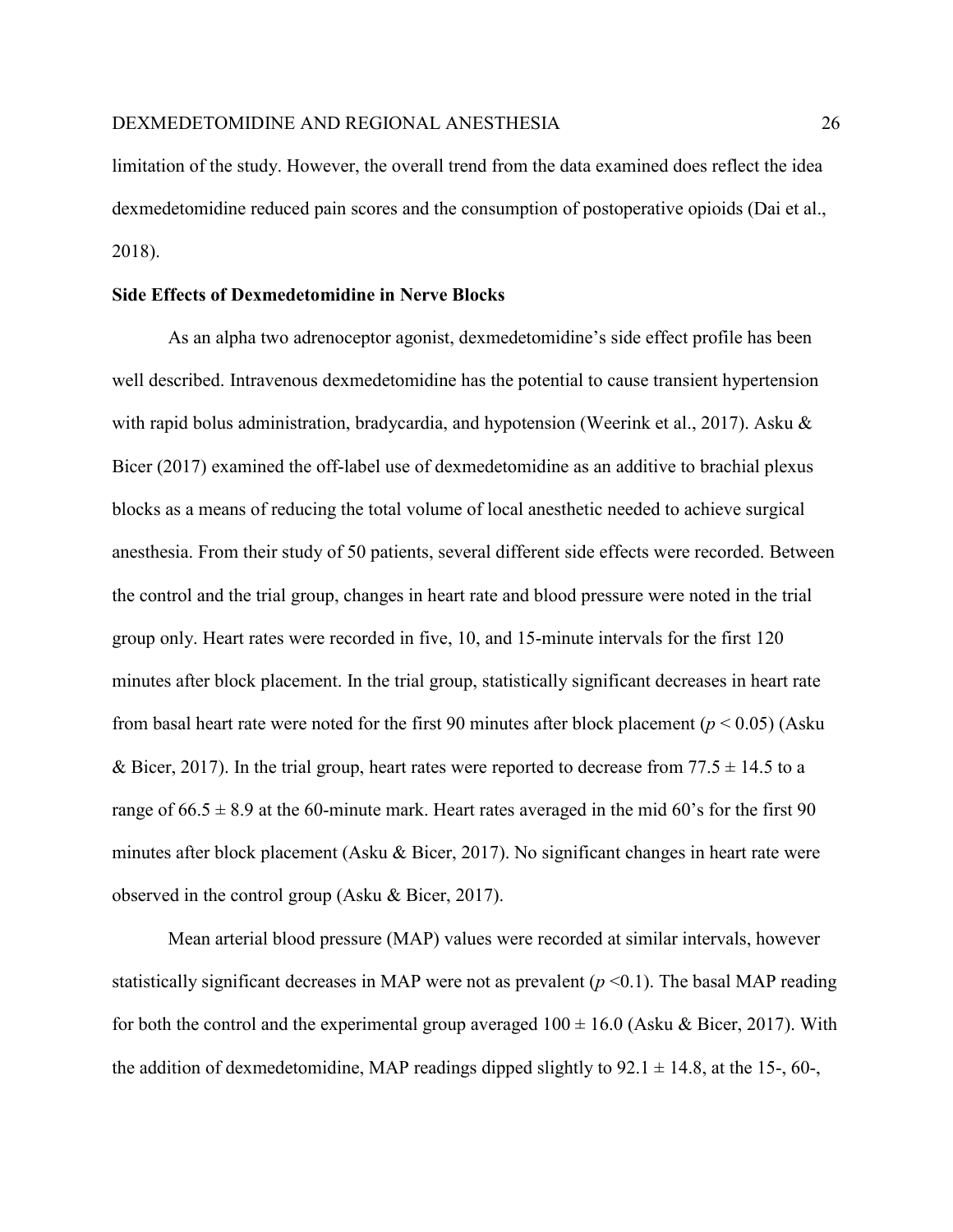limitation of the study. However, the overall trend from the data examined does reflect the idea dexmedetomidine reduced pain scores and the consumption of postoperative opioids (Dai et al., 2018).

**Side Effects of Dexmedetomidine in Nerve Blocks**

As an alpha two adrenoceptor agonist, dexmedetomidine's side effect profile has been well described. Intravenous dexmedetomidine has the potential to cause transient hypertension with rapid bolus administration, bradycardia, and hypotension (Weerink et al., 2017). Asku & Bicer (2017) examined the off-label use of dexmedetomidine as an additive to brachial plexus blocks as a means of reducing the total volume of local anesthetic needed to achieve surgical anesthesia. From their study of 50 patients, several different side effects were recorded. Between the control and the trial group, changes in heart rate and blood pressure were noted in the trial group only. Heart rates were recorded in five, 10, and 15-minute intervals for the first 120 minutes after block placement. In the trial group, statistically significant decreases in heart rate from basal heart rate were noted for the first 90 minutes after block placement ($p < 0.05$) (Asku & Bicer, 2017). In the trial group, heart rates were reported to decrease from 77.5 ± 14.5 to a range of 66.5 ± 8.9 at the 60-minute mark. Heart rates averaged in the mid 60's for the first 90 minutes after block placement (Asku & Bicer, 2017). No significant changes in heart rate were observed in the control group (Asku & Bicer, 2017).

Mean arterial blood pressure (MAP) values were recorded at similar intervals, however statistically significant decreases in MAP were not as prevalent ($p < 0.1$). The basal MAP reading for both the control and the experimental group averaged 100 ± 16.0 (Asku & Bicer, 2017). With the addition of dexmedetomidine, MAP readings dipped slightly to 92.1 ± 14.8, at the 15-, 60-,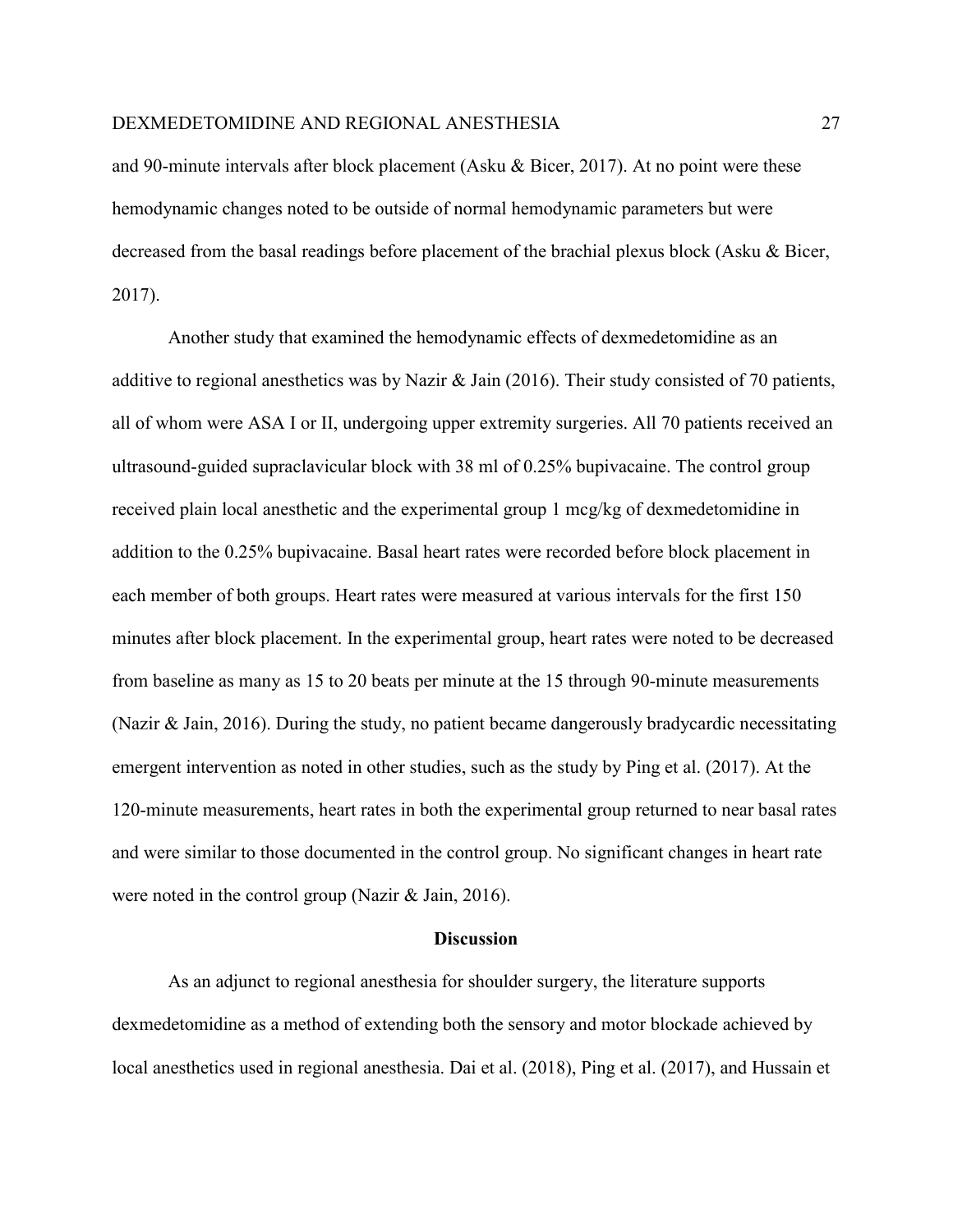and 90-minute intervals after block placement (Asku & Bicer, 2017). At no point were these hemodynamic changes noted to be outside of normal hemodynamic parameters but were decreased from the basal readings before placement of the brachial plexus block (Asku & Bicer, 2017).

Another study that examined the hemodynamic effects of dexmedetomidine as an additive to regional anesthetics was by Nazir & Jain (2016). Their study consisted of 70 patients, all of whom were ASA I or II, undergoing upper extremity surgeries. All 70 patients received an ultrasound-guided supraclavicular block with 38 ml of 0.25% bupivacaine. The control group received plain local anesthetic and the experimental group 1 mcg/kg of dexmedetomidine in addition to the 0.25% bupivacaine. Basal heart rates were recorded before block placement in each member of both groups. Heart rates were measured at various intervals for the first 150 minutes after block placement. In the experimental group, heart rates were noted to be decreased from baseline as many as 15 to 20 beats per minute at the 15 through 90-minute measurements (Nazir & Jain, 2016). During the study, no patient became dangerously bradycardic necessitating emergent intervention as noted in other studies, such as the study by Ping et al. (2017). At the 120-minute measurements, heart rates in both the experimental group returned to near basal rates and were similar to those documented in the control group. No significant changes in heart rate were noted in the control group (Nazir & Jain, 2016).

## Discussion

As an adjunct to regional anesthesia for shoulder surgery, the literature supports dexmedetomidine as a method of extending both the sensory and motor blockade achieved by local anesthetics used in regional anesthesia. Dai et al. (2018), Ping et al. (2017), and Hussain et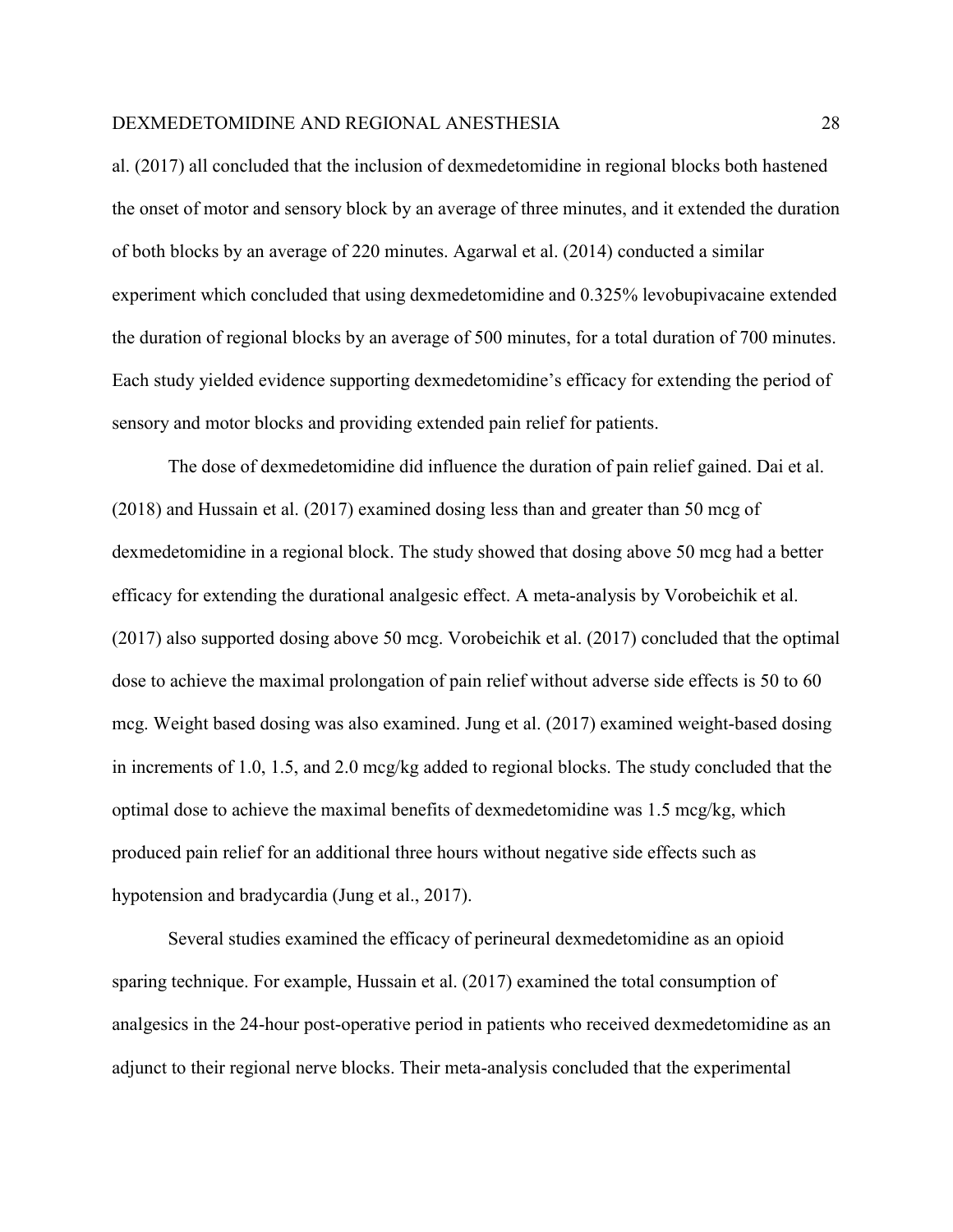al. (2017) all concluded that the inclusion of dexmedetomidine in regional blocks both hastened the onset of motor and sensory block by an average of three minutes, and it extended the duration of both blocks by an average of 220 minutes. Agarwal et al. (2014) conducted a similar experiment which concluded that using dexmedetomidine and 0.325% levobupivacaine extended the duration of regional blocks by an average of 500 minutes, for a total duration of 700 minutes. Each study yielded evidence supporting dexmedetomidine's efficacy for extending the period of sensory and motor blocks and providing extended pain relief for patients.

The dose of dexmedetomidine did influence the duration of pain relief gained. Dai et al. (2018) and Hussain et al. (2017) examined dosing less than and greater than 50 mcg of dexmedetomidine in a regional block. The study showed that dosing above 50 mcg had a better efficacy for extending the durational analgesic effect. A meta-analysis by Vorobeichik et al. (2017) also supported dosing above 50 mcg. Vorobeichik et al. (2017) concluded that the optimal dose to achieve the maximal prolongation of pain relief without adverse side effects is 50 to 60 mcg. Weight based dosing was also examined. Jung et al. (2017) examined weight-based dosing in increments of 1.0, 1.5, and 2.0 mcg/kg added to regional blocks. The study concluded that the optimal dose to achieve the maximal benefits of dexmedetomidine was 1.5 mcg/kg, which produced pain relief for an additional three hours without negative side effects such as hypotension and bradycardia (Jung et al., 2017).

Several studies examined the efficacy of perineural dexmedetomidine as an opioid sparing technique. For example, Hussain et al. (2017) examined the total consumption of analgesics in the 24-hour post-operative period in patients who received dexmedetomidine as an adjunct to their regional nerve blocks. Their meta-analysis concluded that the experimental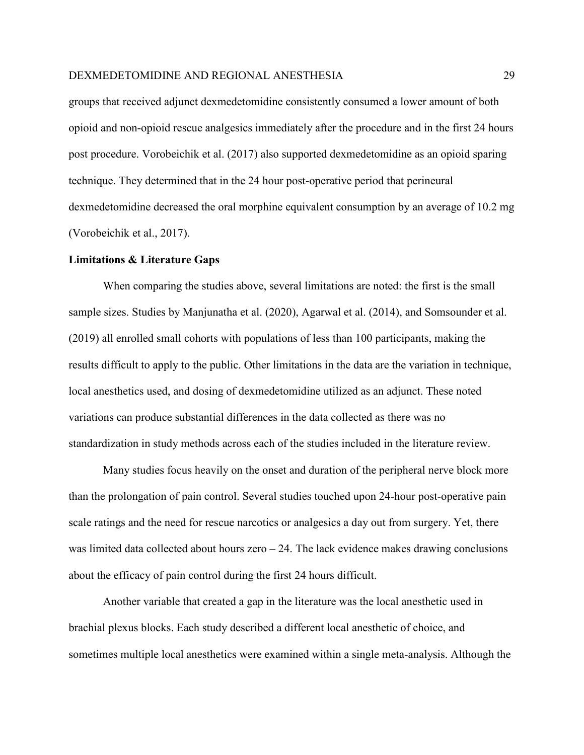groups that received adjunct dexmedetomidine consistently consumed a lower amount of both opioid and non-opioid rescue analgesics immediately after the procedure and in the first 24 hours post procedure. Vorobeichik et al. (2017) also supported dexmedetomidine as an opioid sparing technique. They determined that in the 24 hour post-operative period that perineural dexmedetomidine decreased the oral morphine equivalent consumption by an average of 10.2 mg (Vorobeichik et al., 2017).

**Limitations & Literature Gaps**

When comparing the studies above, several limitations are noted: the first is the small sample sizes. Studies by Manjunatha et al. (2020), Agarwal et al. (2014), and Somsounder et al. (2019) all enrolled small cohorts with populations of less than 100 participants, making the results difficult to apply to the public. Other limitations in the data are the variation in technique, local anesthetics used, and dosing of dexmedetomidine utilized as an adjunct. These noted variations can produce substantial differences in the data collected as there was no standardization in study methods across each of the studies included in the literature review.

Many studies focus heavily on the onset and duration of the peripheral nerve block more than the prolongation of pain control. Several studies touched upon 24-hour post-operative pain scale ratings and the need for rescue narcotics or analgesics a day out from surgery. Yet, there was limited data collected about hours zero – 24. The lack evidence makes drawing conclusions about the efficacy of pain control during the first 24 hours difficult.

Another variable that created a gap in the literature was the local anesthetic used in brachial plexus blocks. Each study described a different local anesthetic of choice, and sometimes multiple local anesthetics were examined within a single meta-analysis. Although the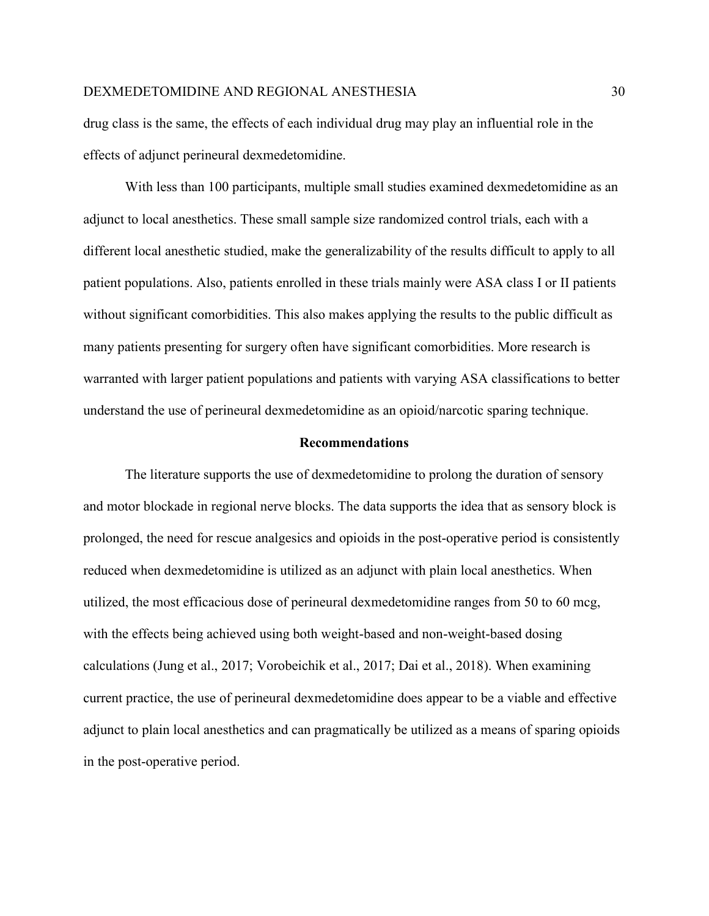drug class is the same, the effects of each individual drug may play an influential role in the effects of adjunct perineural dexmedetomidine.

With less than 100 participants, multiple small studies examined dexmedetomidine as an adjunct to local anesthetics. These small sample size randomized control trials, each with a different local anesthetic studied, make the generalizability of the results difficult to apply to all patient populations. Also, patients enrolled in these trials mainly were ASA class I or II patients without significant comorbidities. This also makes applying the results to the public difficult as many patients presenting for surgery often have significant comorbidities. More research is warranted with larger patient populations and patients with varying ASA classifications to better understand the use of perineural dexmedetomidine as an opioid/narcotic sparing technique.

## Recommendations

The literature supports the use of dexmedetomidine to prolong the duration of sensory and motor blockade in regional nerve blocks. The data supports the idea that as sensory block is prolonged, the need for rescue analgesics and opioids in the post-operative period is consistently reduced when dexmedetomidine is utilized as an adjunct with plain local anesthetics. When utilized, the most efficacious dose of perineural dexmedetomidine ranges from 50 to 60 mcg, with the effects being achieved using both weight-based and non-weight-based dosing calculations (Jung et al., 2017; Vorobeichik et al., 2017; Dai et al., 2018). When examining current practice, the use of perineural dexmedetomidine does appear to be a viable and effective adjunct to plain local anesthetics and can pragmatically be utilized as a means of sparing opioids in the post-operative period.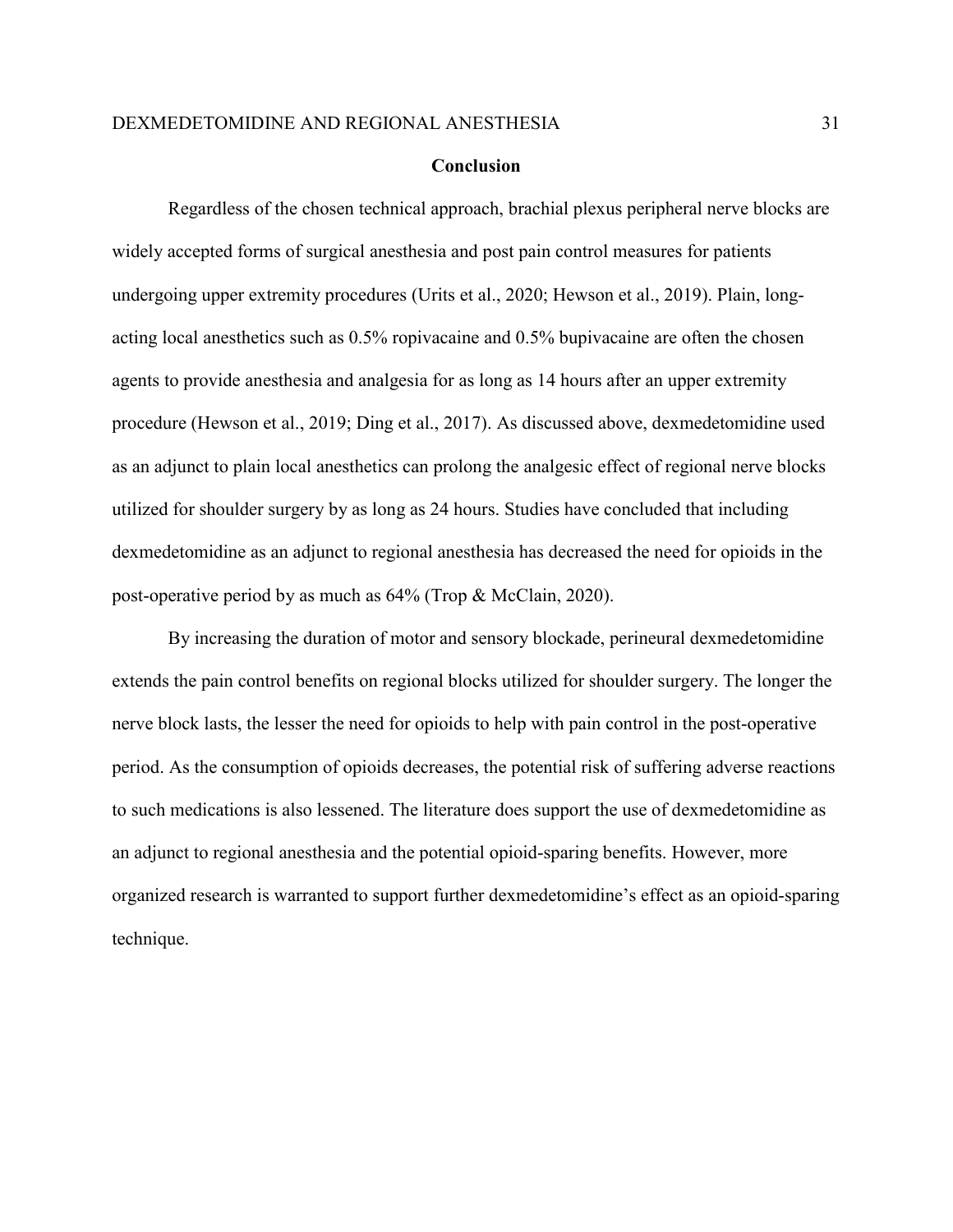## Conclusion

Regardless of the chosen technical approach, brachial plexus peripheral nerve blocks are widely accepted forms of surgical anesthesia and post pain control measures for patients undergoing upper extremity procedures (Urits et al., 2020; Hewson et al., 2019). Plain, long-acting local anesthetics such as 0.5% ropivacaine and 0.5% bupivacaine are often the chosen agents to provide anesthesia and analgesia for as long as 14 hours after an upper extremity procedure (Hewson et al., 2019; Ding et al., 2017). As discussed above, dexmedetomidine used as an adjunct to plain local anesthetics can prolong the analgesic effect of regional nerve blocks utilized for shoulder surgery by as long as 24 hours. Studies have concluded that including dexmedetomidine as an adjunct to regional anesthesia has decreased the need for opioids in the post-operative period by as much as 64% (Trop & McClain, 2020).

By increasing the duration of motor and sensory blockade, perineural dexmedetomidine extends the pain control benefits on regional blocks utilized for shoulder surgery. The longer the nerve block lasts, the lesser the need for opioids to help with pain control in the post-operative period. As the consumption of opioids decreases, the potential risk of suffering adverse reactions to such medications is also lessened. The literature does support the use of dexmedetomidine as an adjunct to regional anesthesia and the potential opioid-sparing benefits. However, more organized research is warranted to support further dexmedetomidine's effect as an opioid-sparing technique.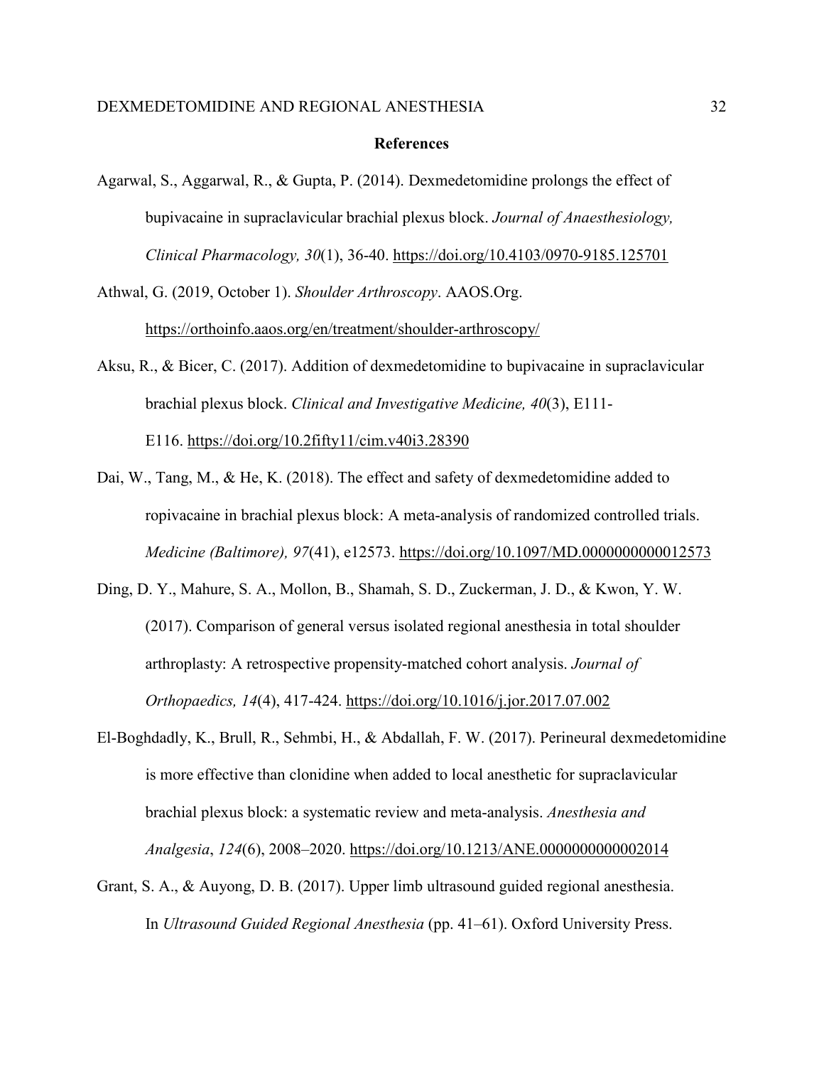## References

Agarwal, S., Aggarwal, R., & Gupta, P. (2014). Dexmedetomidine prolongs the effect of bupivacaine in supraclavicular brachial plexus block. *Journal of Anaesthesiology, Clinical Pharmacology, 30*(1), 36-40. https://doi.org/10.4103/0970-9185.125701

Athwal, G. (2019, October 1). *Shoulder Arthroscopy*. AAOS.Org. https://orthoinfo.aaos.org/en/treatment/shoulder-arthroscopy/

Aksu, R., & Bicer, C. (2017). Addition of dexmedetomidine to bupivacaine in supraclavicular brachial plexus block. *Clinical and Investigative Medicine, 40*(3), E111-E116. https://doi.org/10.2fifty11/cim.v40i3.28390

Dai, W., Tang, M., & He, K. (2018). The effect and safety of dexmedetomidine added to ropivacaine in brachial plexus block: A meta-analysis of randomized controlled trials. *Medicine (Baltimore), 97*(41), e12573. https://doi.org/10.1097/MD.0000000000012573

Ding, D. Y., Mahure, S. A., Mollon, B., Shamah, S. D., Zuckerman, J. D., & Kwon, Y. W. (2017). Comparison of general versus isolated regional anesthesia in total shoulder arthroplasty: A retrospective propensity-matched cohort analysis. *Journal of Orthopaedics, 14*(4), 417-424. https://doi.org/10.1016/j.jor.2017.07.002

El-Boghdadly, K., Brull, R., Sehmbi, H., & Abdallah, F. W. (2017). Perineural dexmedetomidine is more effective than clonidine when added to local anesthetic for supraclavicular brachial plexus block: a systematic review and meta-analysis. *Anesthesia and Analgesia*, *124*(6), 2008–2020. https://doi.org/10.1213/ANE.0000000000002014

Grant, S. A., & Auyong, D. B. (2017). Upper limb ultrasound guided regional anesthesia. In *Ultrasound Guided Regional Anesthesia* (pp. 41–61). Oxford University Press.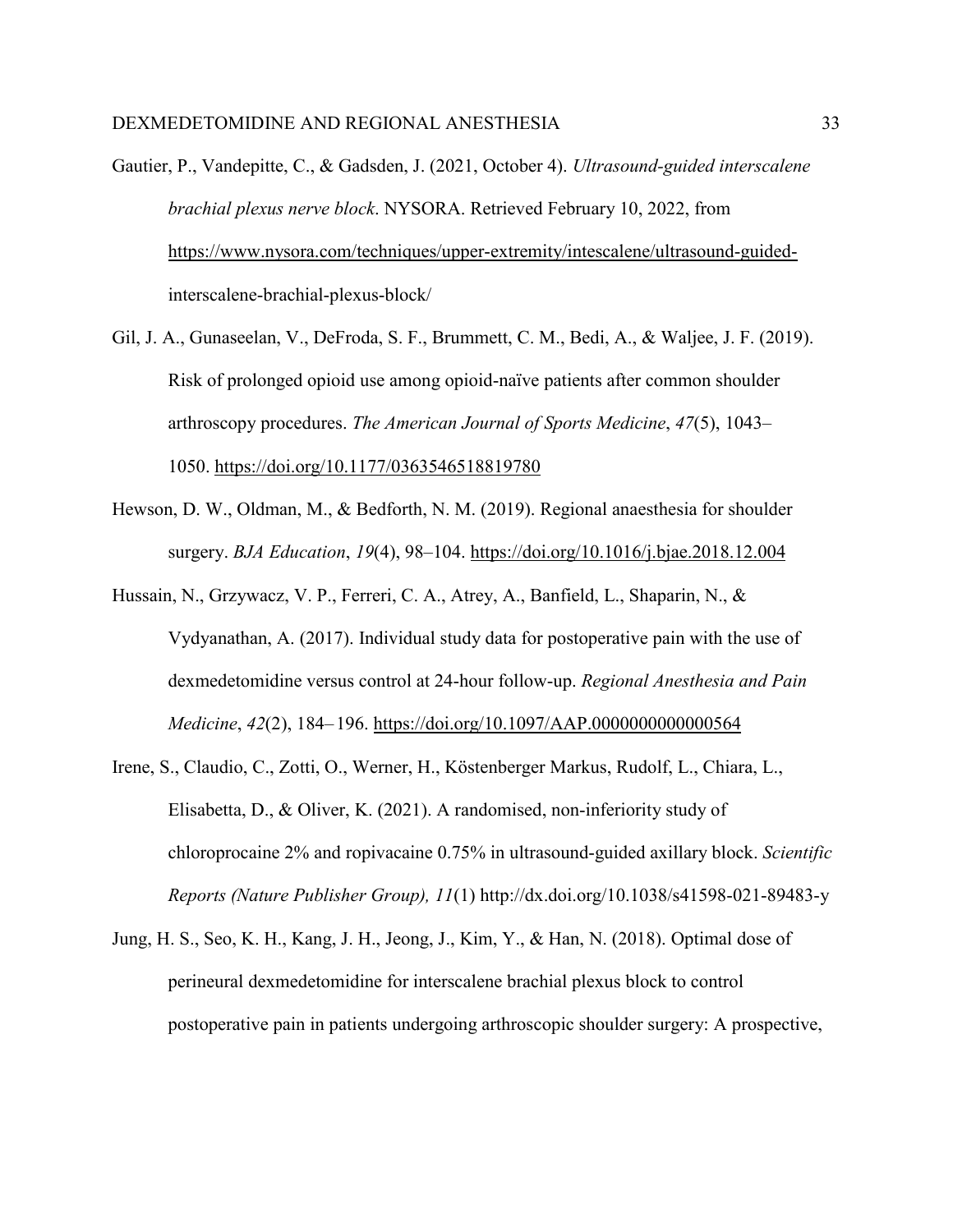Gautier, P., Vandepitte, C., & Gadsden, J. (2021, October 4). *Ultrasound-guided interscalene brachial plexus nerve block*. NYSORA. Retrieved February 10, 2022, from https://www.nysora.com/techniques/upper-extremity/intescalene/ultrasound-guided-interscalene-brachial-plexus-block/

Gil, J. A., Gunaseelan, V., DeFroda, S. F., Brummett, C. M., Bedi, A., & Waljee, J. F. (2019). Risk of prolonged opioid use among opioid-naïve patients after common shoulder arthroscopy procedures. *The American Journal of Sports Medicine*, *47*(5), 1043–1050. https://doi.org/10.1177/0363546518819780

Hewson, D. W., Oldman, M., & Bedforth, N. M. (2019). Regional anaesthesia for shoulder surgery. *BJA Education*, *19*(4), 98–104. https://doi.org/10.1016/j.bjae.2018.12.004

Hussain, N., Grzywacz, V. P., Ferreri, C. A., Atrey, A., Banfield, L., Shaparin, N., & Vydyanathan, A. (2017). Individual study data for postoperative pain with the use of dexmedetomidine versus control at 24-hour follow-up. *Regional Anesthesia and Pain Medicine*, *42*(2), 184–196. https://doi.org/10.1097/AAP.0000000000000564

Irene, S., Claudio, C., Zotti, O., Werner, H., Köstenberger Markus, Rudolf, L., Chiara, L., Elisabetta, D., & Oliver, K. (2021). A randomised, non-inferiority study of chloroprocaine 2% and ropivacaine 0.75% in ultrasound-guided axillary block. *Scientific Reports (Nature Publisher Group), 11*(1) http://dx.doi.org/10.1038/s41598-021-89483-y

Jung, H. S., Seo, K. H., Kang, J. H., Jeong, J., Kim, Y., & Han, N. (2018). Optimal dose of perineural dexmedetomidine for interscalene brachial plexus block to control postoperative pain in patients undergoing arthroscopic shoulder surgery: A prospective,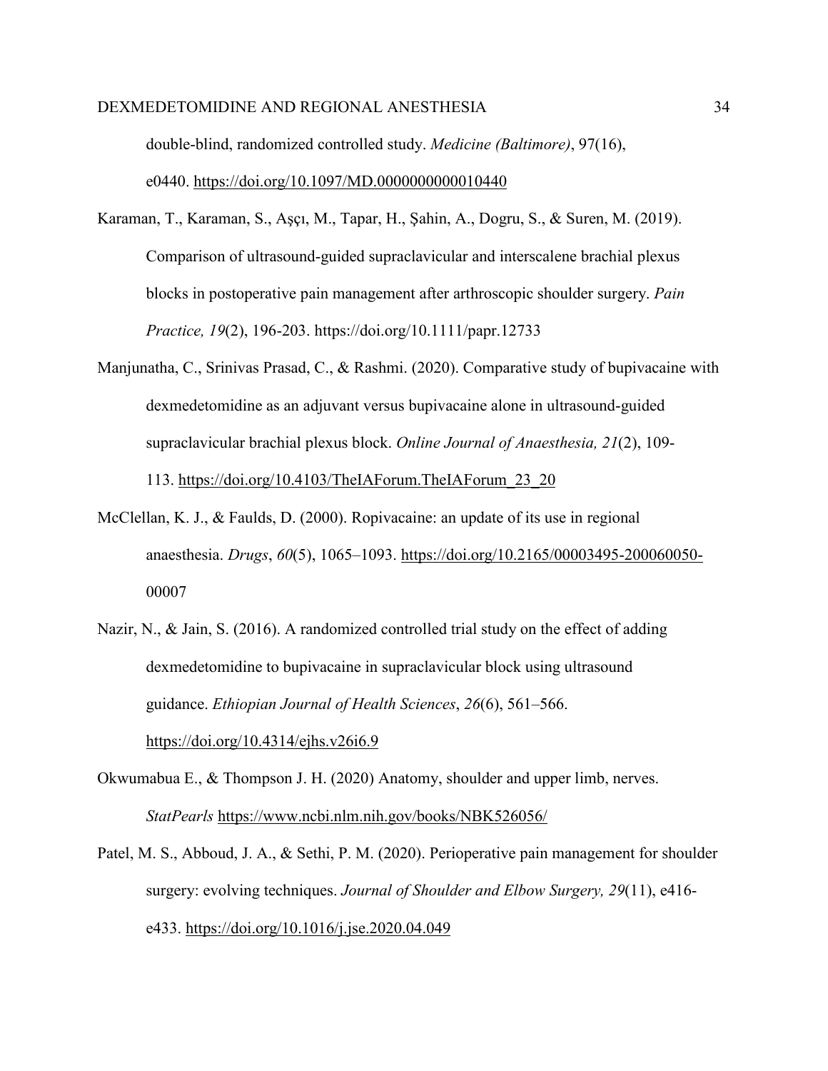double-blind, randomized controlled study. *Medicine (Baltimore)*, 97(16), e0440. https://doi.org/10.1097/MD.0000000000010440

Karaman, T., Karaman, S., Aşçı, M., Tapar, H., Şahin, A., Dogru, S., & Suren, M. (2019). Comparison of ultrasound-guided supraclavicular and interscalene brachial plexus blocks in postoperative pain management after arthroscopic shoulder surgery. *Pain Practice, 19*(2), 196-203. https://doi.org/10.1111/papr.12733

Manjunatha, C., Srinivas Prasad, C., & Rashmi. (2020). Comparative study of bupivacaine with dexmedetomidine as an adjuvant versus bupivacaine alone in ultrasound-guided supraclavicular brachial plexus block. *Online Journal of Anaesthesia, 21*(2), 109-113. https://doi.org/10.4103/TheIAForum.TheIAForum_23_20

McClellan, K. J., & Faulds, D. (2000). Ropivacaine: an update of its use in regional anaesthesia. *Drugs*, *60*(5), 1065–1093. https://doi.org/10.2165/00003495-200060050-00007

Nazir, N., & Jain, S. (2016). A randomized controlled trial study on the effect of adding dexmedetomidine to bupivacaine in supraclavicular block using ultrasound guidance. *Ethiopian Journal of Health Sciences*, *26*(6), 561–566. https://doi.org/10.4314/ejhs.v26i6.9

Okwumabua E., & Thompson J. H. (2020) Anatomy, shoulder and upper limb, nerves. *StatPearls* https://www.ncbi.nlm.nih.gov/books/NBK526056/

Patel, M. S., Abboud, J. A., & Sethi, P. M. (2020). Perioperative pain management for shoulder surgery: evolving techniques. *Journal of Shoulder and Elbow Surgery, 29*(11), e416-e433. https://doi.org/10.1016/j.jse.2020.04.049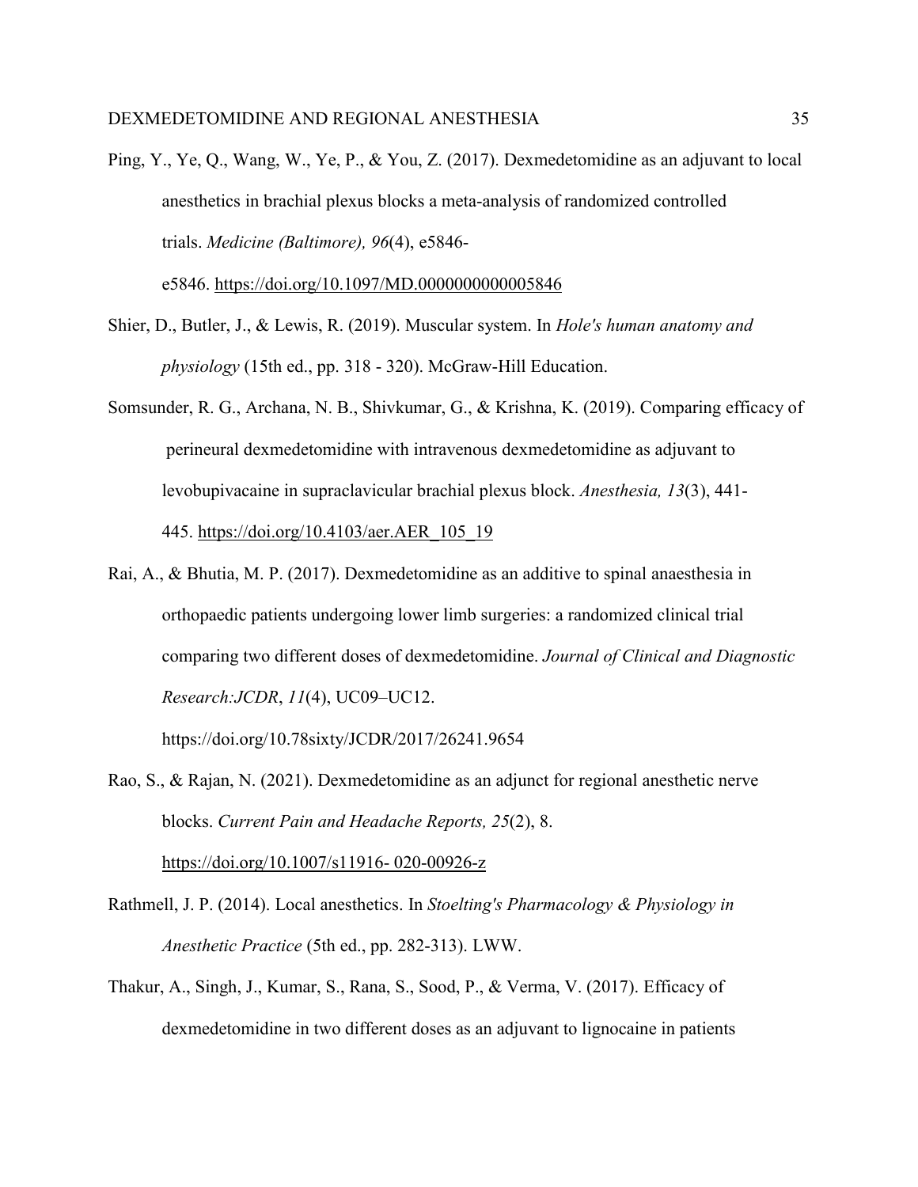Ping, Y., Ye, Q., Wang, W., Ye, P., & You, Z. (2017). Dexmedetomidine as an adjuvant to local anesthetics in brachial plexus blocks a meta-analysis of randomized controlled trials. *Medicine (Baltimore), 96*(4), e5846-e5846. https://doi.org/10.1097/MD.0000000000005846

Shier, D., Butler, J., & Lewis, R. (2019). Muscular system. In *Hole's human anatomy and physiology* (15th ed., pp. 318 - 320). McGraw-Hill Education.

Somsunder, R. G., Archana, N. B., Shivkumar, G., & Krishna, K. (2019). Comparing efficacy of perineural dexmedetomidine with intravenous dexmedetomidine as adjuvant to levobupivacaine in supraclavicular brachial plexus block. *Anesthesia, 13*(3), 441-445. https://doi.org/10.4103/aer.AER_105_19

Rai, A., & Bhutia, M. P. (2017). Dexmedetomidine as an additive to spinal anaesthesia in orthopaedic patients undergoing lower limb surgeries: a randomized clinical trial comparing two different doses of dexmedetomidine. *Journal of Clinical and Diagnostic Research:JCDR*, *11*(4), UC09–UC12. https://doi.org/10.78sixty/JCDR/2017/26241.9654

Rao, S., & Rajan, N. (2021). Dexmedetomidine as an adjunct for regional anesthetic nerve blocks. *Current Pain and Headache Reports, 25*(2), 8. https://doi.org/10.1007/s11916- 020-00926-z

Rathmell, J. P. (2014). Local anesthetics. In *Stoelting's Pharmacology & Physiology in Anesthetic Practice* (5th ed., pp. 282-313). LWW.

Thakur, A., Singh, J., Kumar, S., Rana, S., Sood, P., & Verma, V. (2017). Efficacy of dexmedetomidine in two different doses as an adjuvant to lignocaine in patients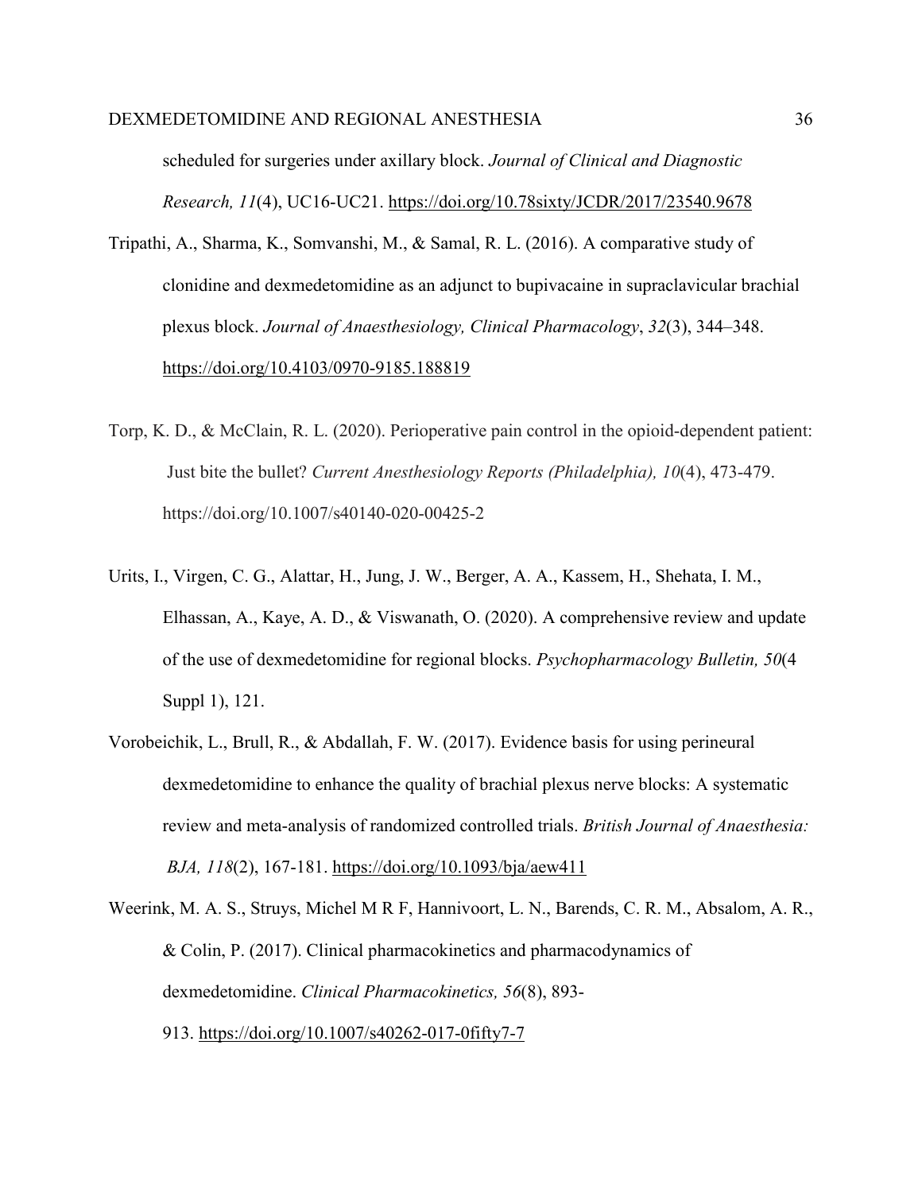scheduled for surgeries under axillary block. *Journal of Clinical and Diagnostic Research, 11*(4), UC16-UC21. https://doi.org/10.78sixty/JCDR/2017/23540.9678

Tripathi, A., Sharma, K., Somvanshi, M., & Samal, R. L. (2016). A comparative study of clonidine and dexmedetomidine as an adjunct to bupivacaine in supraclavicular brachial plexus block. *Journal of Anaesthesiology, Clinical Pharmacology*, *32*(3), 344–348. https://doi.org/10.4103/0970-9185.188819

Torp, K. D., & McClain, R. L. (2020). Perioperative pain control in the opioid-dependent patient: Just bite the bullet? *Current Anesthesiology Reports (Philadelphia), 10*(4), 473-479. https://doi.org/10.1007/s40140-020-00425-2

Urits, I., Virgen, C. G., Alattar, H., Jung, J. W., Berger, A. A., Kassem, H., Shehata, I. M., Elhassan, A., Kaye, A. D., & Viswanath, O. (2020). A comprehensive review and update of the use of dexmedetomidine for regional blocks. *Psychopharmacology Bulletin, 50*(4 Suppl 1), 121.

Vorobeichik, L., Brull, R., & Abdallah, F. W. (2017). Evidence basis for using perineural dexmedetomidine to enhance the quality of brachial plexus nerve blocks: A systematic review and meta-analysis of randomized controlled trials. *British Journal of Anaesthesia: BJA, 118*(2), 167-181. https://doi.org/10.1093/bja/aew411

Weerink, M. A. S., Struys, Michel M R F, Hannivoort, L. N., Barends, C. R. M., Absalom, A. R., & Colin, P. (2017). Clinical pharmacokinetics and pharmacodynamics of dexmedetomidine. *Clinical Pharmacokinetics, 56*(8), 893-913. https://doi.org/10.1007/s40262-017-0fifty7-7